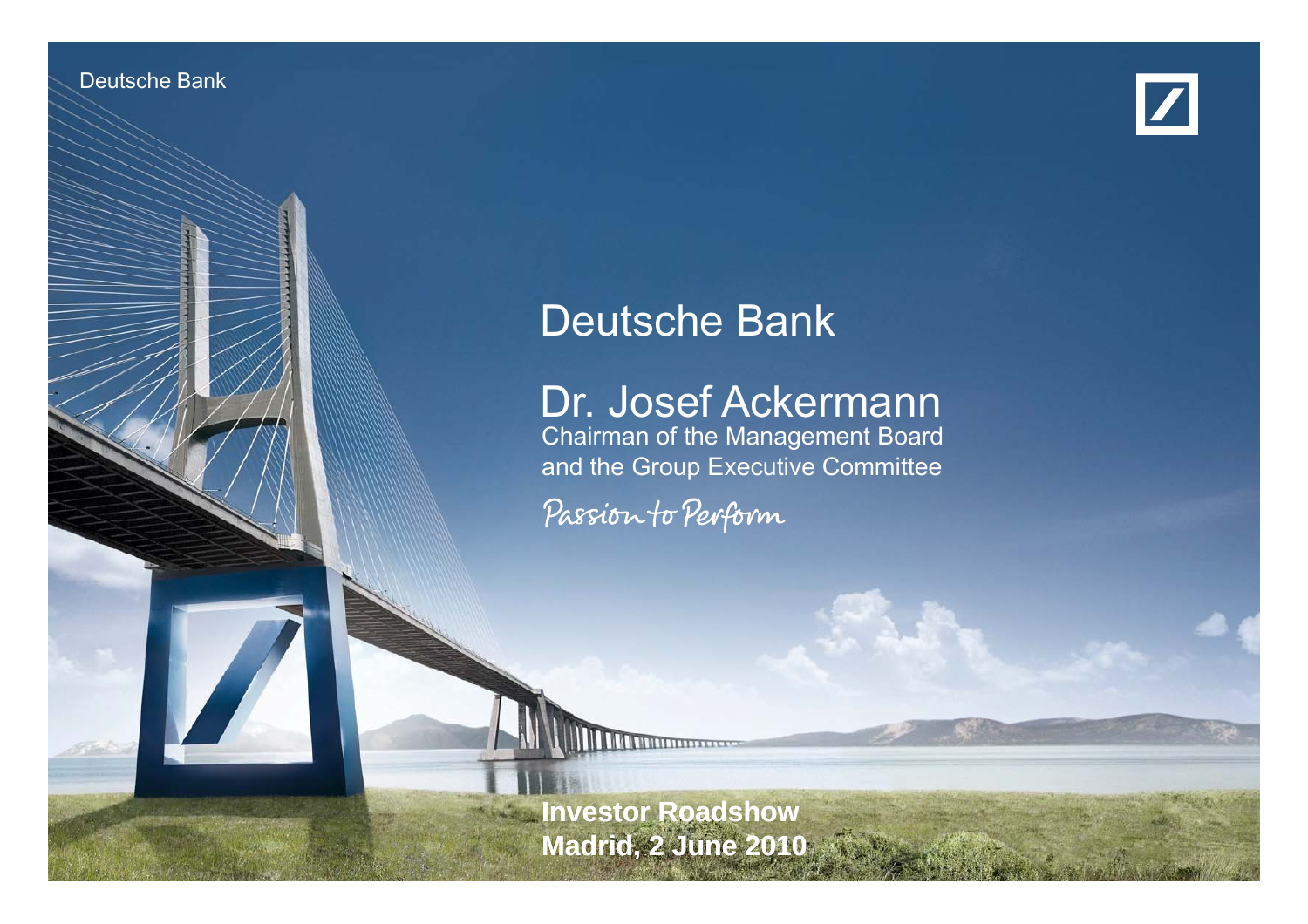Deutsche Bank

# Deutsche Bank

## Dr. Josef Ackermann

Chairman of the Management Board
and the Group Executive Committee

*Passion to Perform*

**Investor Roadshow**
**Madrid, 2 June 2010**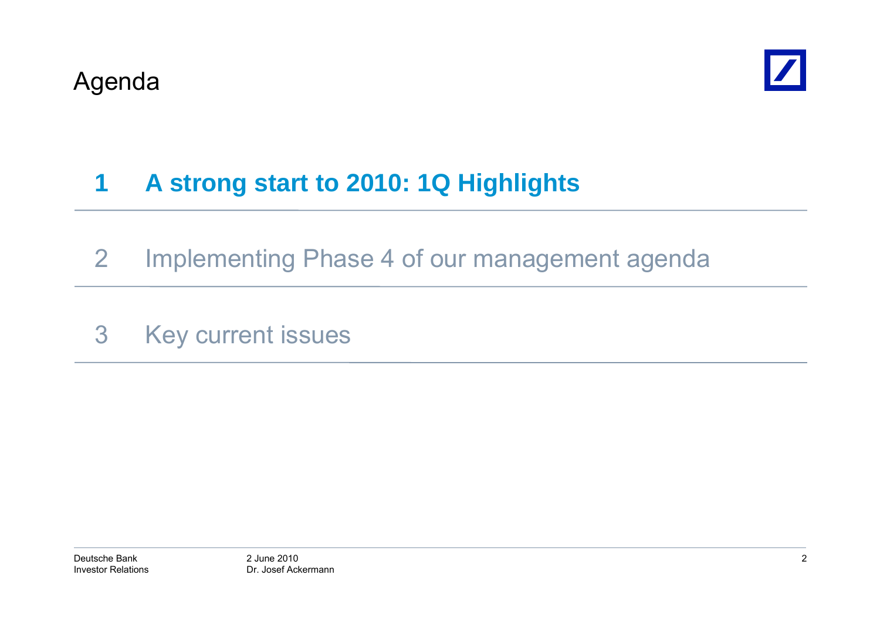# Agenda

**1 A strong start to 2010: 1Q Highlights**

2 Implementing Phase 4 of our management agenda

3 Key current issues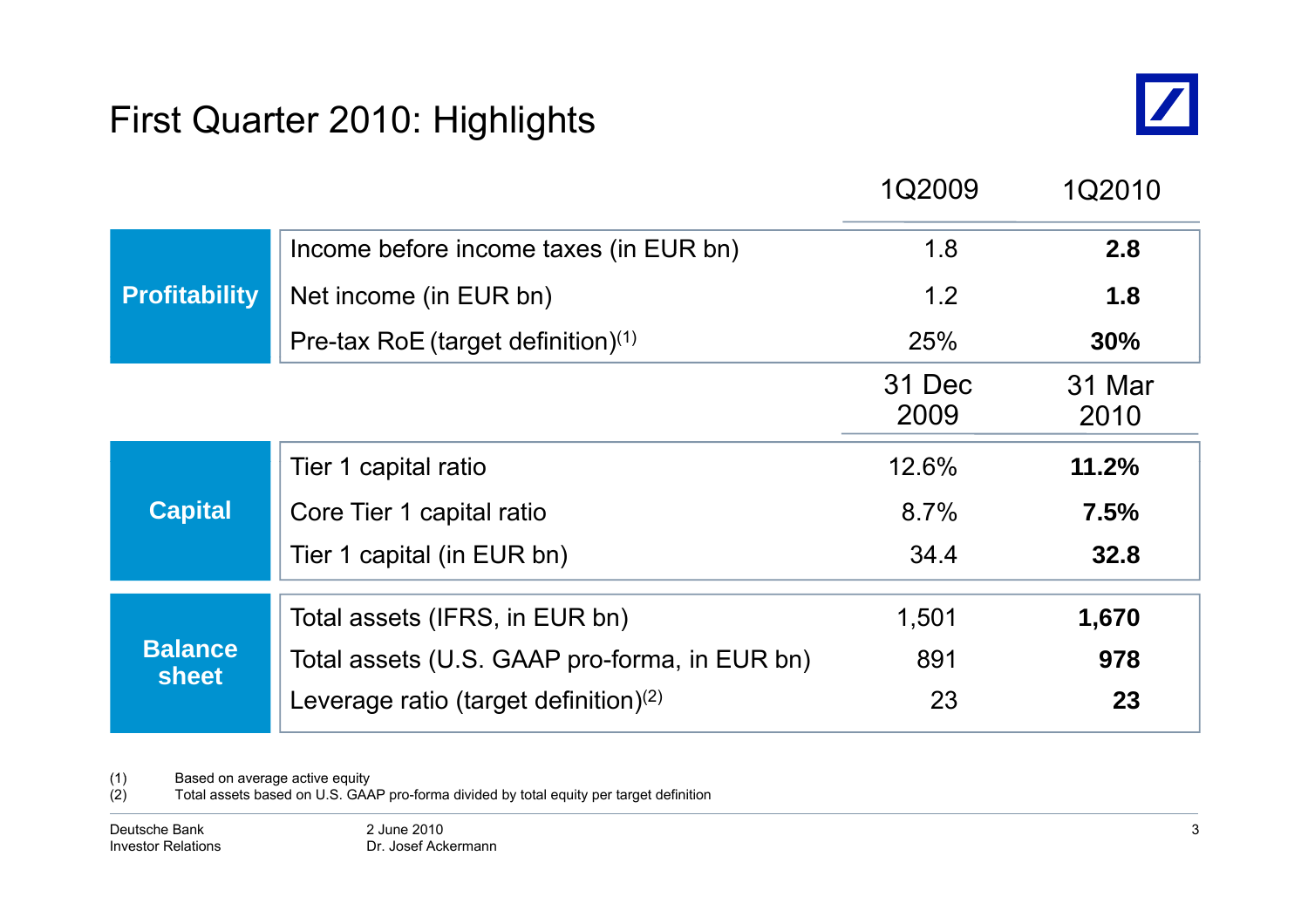# First Quarter 2010: Highlights

| | | 1Q2009 | 1Q2010 |
|---|---|---|---|
| **Profitability** | Income before income taxes (in EUR bn) | 1.8 | **2.8** |
| | Net income (in EUR bn) | 1.2 | **1.8** |
| | Pre-tax RoE (target definition)[1] | 25% | **30%** |
| | | **31 Dec 2009** | **31 Mar 2010** |
| **Capital** | Tier 1 capital ratio | 12.6% | **11.2%** |
| | Core Tier 1 capital ratio | 8.7% | **7.5%** |
| | Tier 1 capital (in EUR bn) | 34.4 | **32.8** |
| **Balance sheet** | Total assets (IFRS, in EUR bn) | 1,501 | **1,670** |
| | Total assets (U.S. GAAP pro-forma, in EUR bn) | 891 | **978** |
| | Leverage ratio (target definition)[2] | 23 | **23** |

(1) Based on average active equity
(2) Total assets based on U.S. GAAP pro-forma divided by total equity per target definition

Deutsche Bank Investor Relations — 2 June 2010, Dr. Josef Ackermann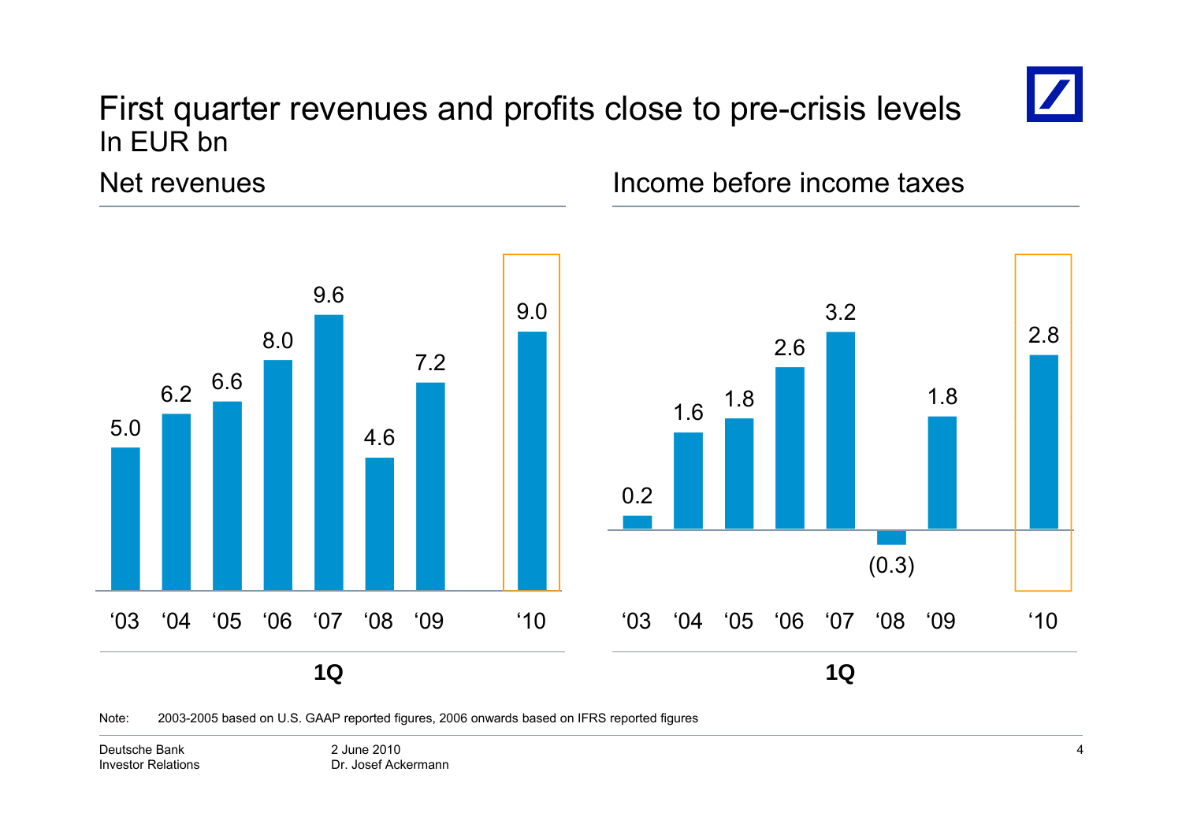# First quarter revenues and profits close to pre-crisis levels

In EUR bn

## Net revenues

| 1Q | '03 | '04 | '05 | '06 | '07 | '08 | '09 | '10 |
|---|---|---|---|---|---|---|---|---|
| Net revenues | 5.0 | 6.2 | 6.6 | 8.0 | 9.6 | 4.6 | 7.2 | 9.0 |

## Income before income taxes

| 1Q | '03 | '04 | '05 | '06 | '07 | '08 | '09 | '10 |
|---|---|---|---|---|---|---|---|---|
| Income before income taxes | 0.2 | 1.6 | 1.8 | 2.6 | 3.2 | (0.3) | 1.8 | 2.8 |

Note: 2003-2005 based on U.S. GAAP reported figures, 2006 onwards based on IFRS reported figures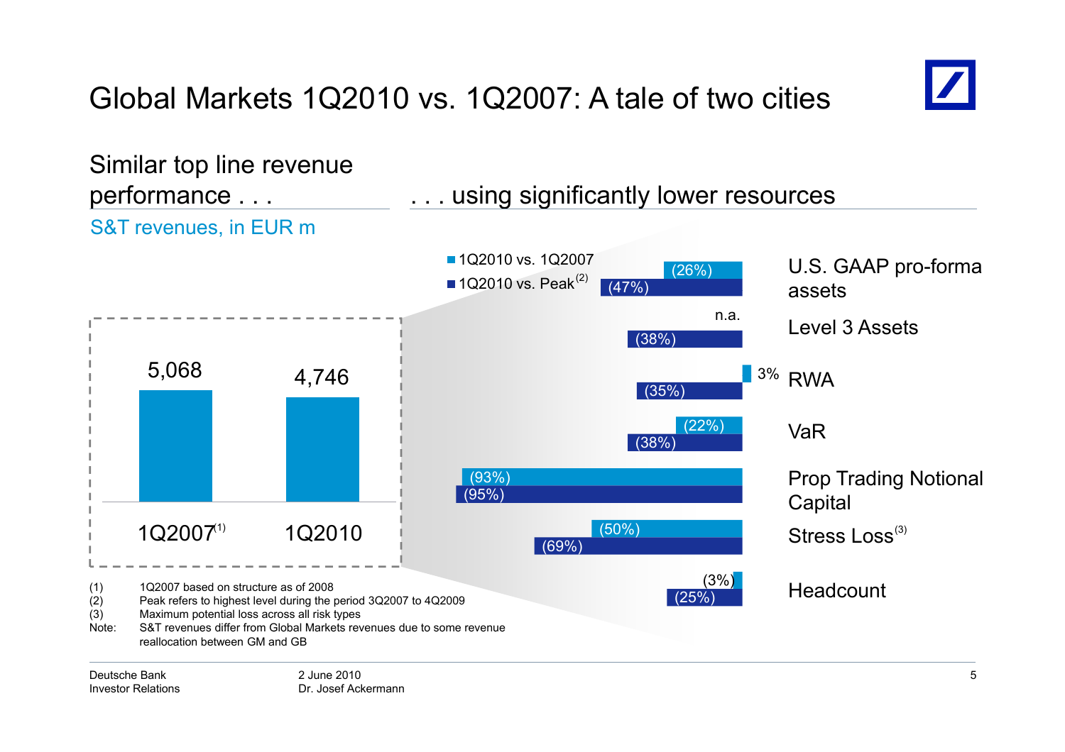# Global Markets 1Q2010 vs. 1Q2007: A tale of two cities

## Similar top line revenue performance . . .

S&T revenues, in EUR m

| | S&T revenues |
|---|---|
| 1Q2007[1] | 5,068 |
| 1Q2010 | 4,746 |

## . . . using significantly lower resources

| | 1Q2010 vs. 1Q2007 | 1Q2010 vs. Peak[2] |
|---|---|---|
| U.S. GAAP pro-forma assets | (26%) | (47%) |
| Level 3 Assets | n.a. | (38%) |
| RWA | 3% | (35%) |
| VaR | (22%) | (38%) |
| Prop Trading Notional Capital | (93%) | (95%) |
| Stress Loss[3] | (50%) | (69%) |
| Headcount | (3%) | (25%) |

(1) 1Q2007 based on structure as of 2008
(2) Peak refers to highest level during the period 3Q2007 to 4Q2009
(3) Maximum potential loss across all risk types
Note: S&T revenues differ from Global Markets revenues due to some revenue reallocation between GM and GB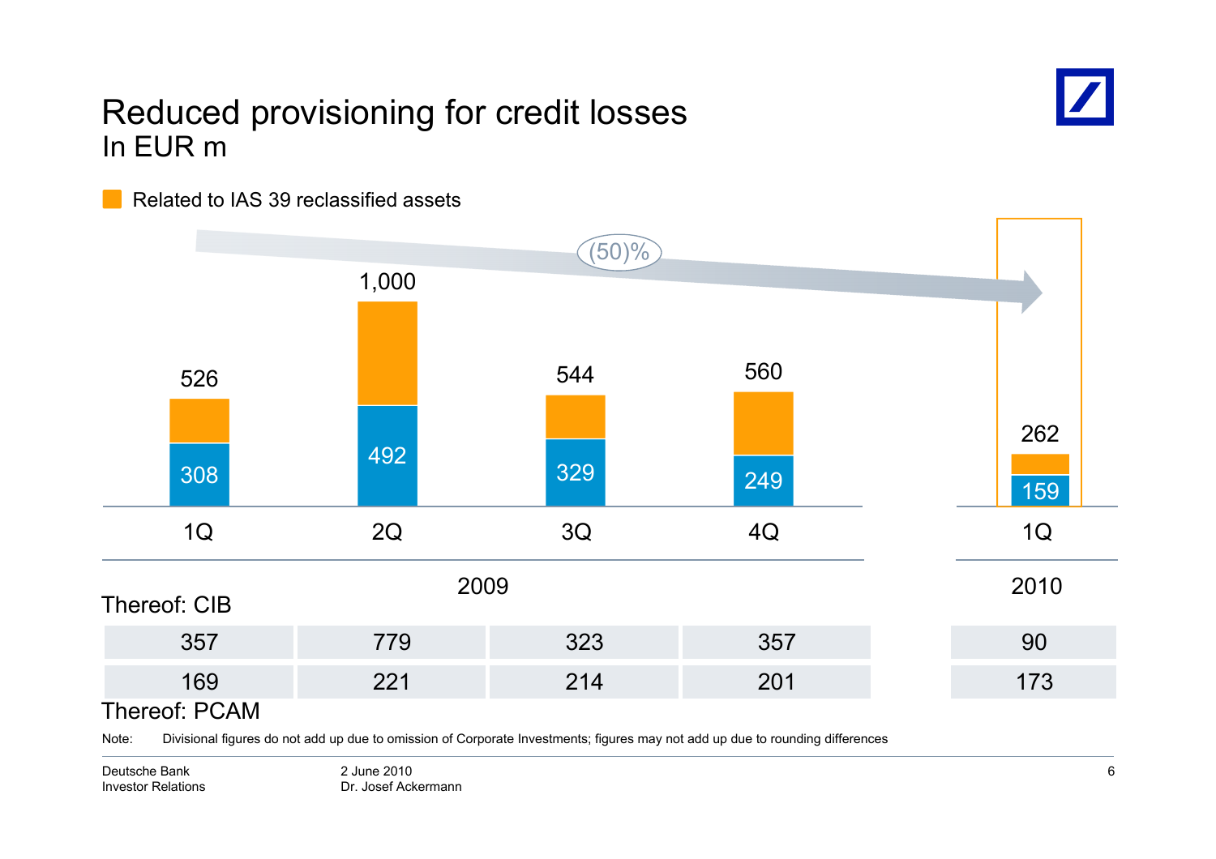# Reduced provisioning for credit losses

In EUR m

Related to IAS 39 reclassified assets

(50)%

| | 2009 | | | | 2010 |
|---|---|---|---|---|---|
| | 1Q | 2Q | 3Q | 4Q | 1Q |
| Total | 526 | 1,000 | 544 | 560 | 262 |
| Excluding IAS 39 reclassified assets | 308 | 492 | 329 | 249 | 159 |
| Thereof: CIB | 357 | 779 | 323 | 357 | 90 |
| Thereof: PCAM | 169 | 221 | 214 | 201 | 173 |

Note: Divisional figures do not add up due to omission of Corporate Investments; figures may not add up due to rounding differences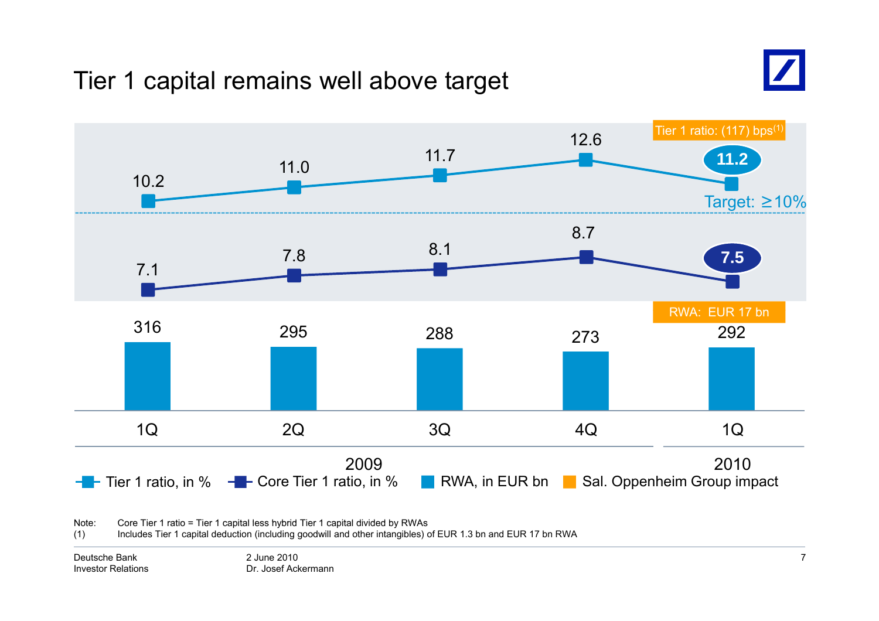# Tier 1 capital remains well above target

| | 1Q 2009 | 2Q 2009 | 3Q 2009 | 4Q 2009 | 1Q 2010 |
|---|---|---|---|---|---|
| Tier 1 ratio, in % | 10.2 | 11.0 | 11.7 | 12.6 | 11.2 |
| Core Tier 1 ratio, in % | 7.1 | 7.8 | 8.1 | 8.7 | 7.5 |
| RWA, in EUR bn | 316 | 295 | 288 | 273 | 292 |

Target: ≥10%

Sal. Oppenheim Group impact:
- Tier 1 ratio: (117) bps[(1)]
- RWA: EUR 17 bn

Note: Core Tier 1 ratio = Tier 1 capital less hybrid Tier 1 capital divided by RWAs

(1) Includes Tier 1 capital deduction (including goodwill and other intangibles) of EUR 1.3 bn and EUR 17 bn RWA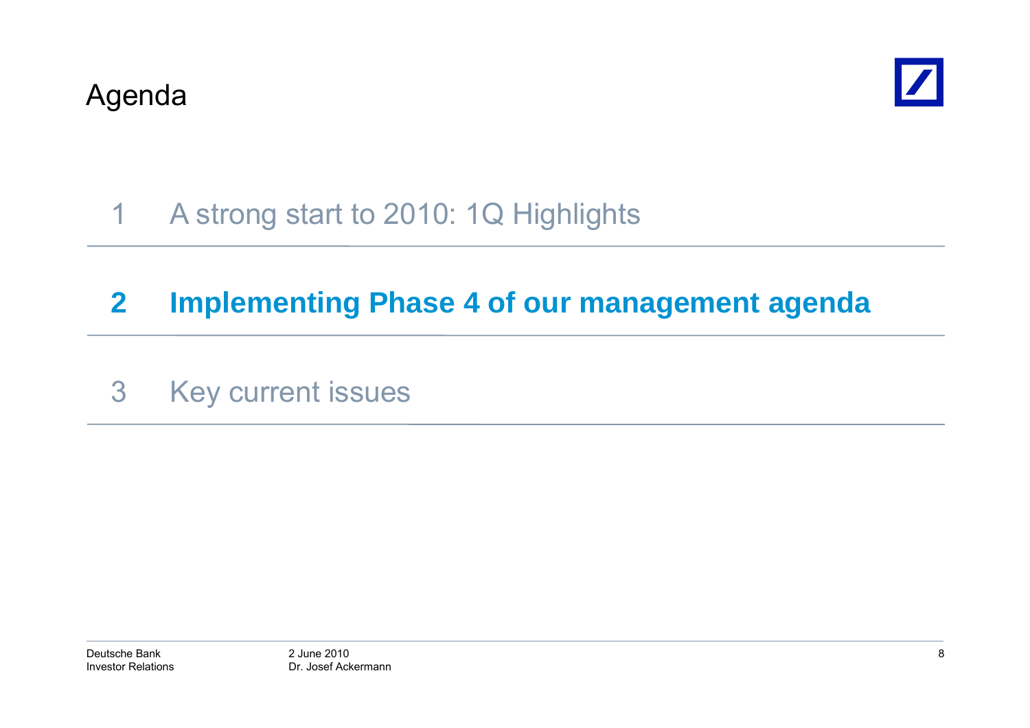# Agenda

1 A strong start to 2010: 1Q Highlights

**2 Implementing Phase 4 of our management agenda**

3 Key current issues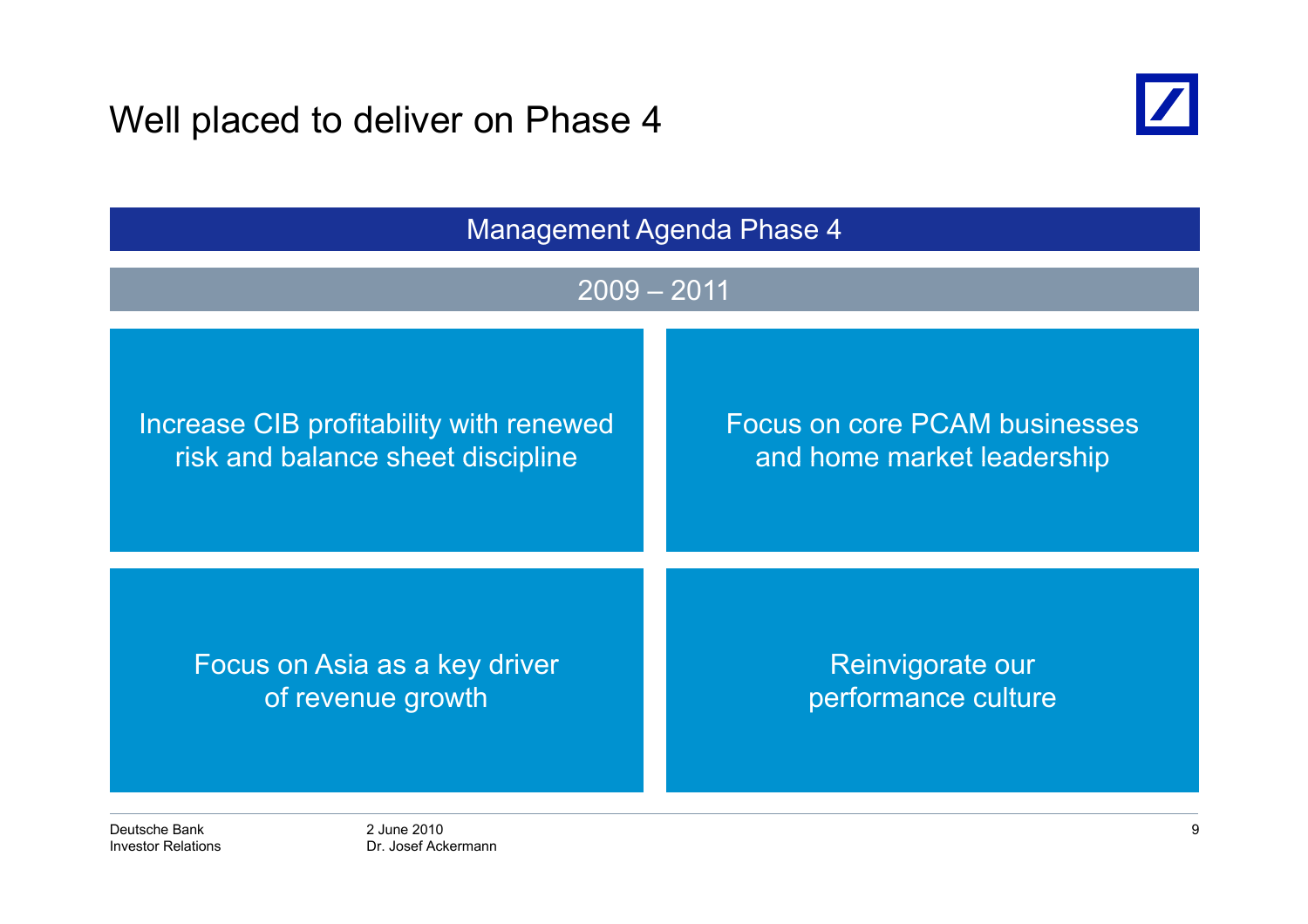# Well placed to deliver on Phase 4

## Management Agenda Phase 4

### 2009 – 2011

- Increase CIB profitability with renewed risk and balance sheet discipline
- Focus on core PCAM businesses and home market leadership
- Focus on Asia as a key driver of revenue growth
- Reinvigorate our performance culture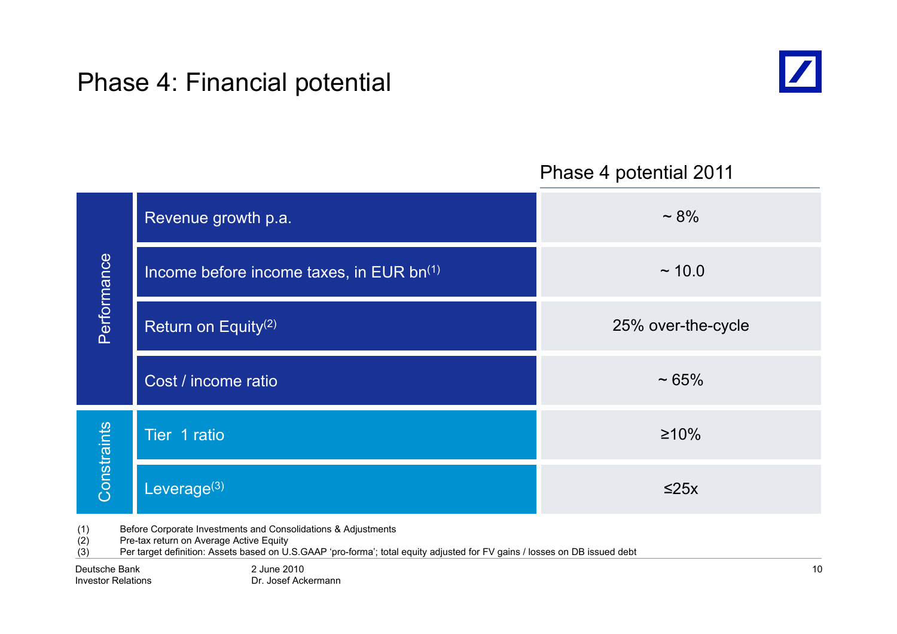# Phase 4: Financial potential

| | | Phase 4 potential 2011 |
|---|---|---|
| Performance | Revenue growth p.a. | ~ 8% |
| | Income before income taxes, in EUR bn[1] | ~ 10.0 |
| | Return on Equity[2] | 25% over-the-cycle |
| | Cost / income ratio | ~ 65% |
| Constraints | Tier 1 ratio | ≥10% |
| | Leverage[3] | ≤25x |

(1) Before Corporate Investments and Consolidations & Adjustments
(2) Pre-tax return on Average Active Equity
(3) Per target definition: Assets based on U.S.GAAP 'pro-forma'; total equity adjusted for FV gains / losses on DB issued debt

Deutsche Bank
Investor Relations

2 June 2010
Dr. Josef Ackermann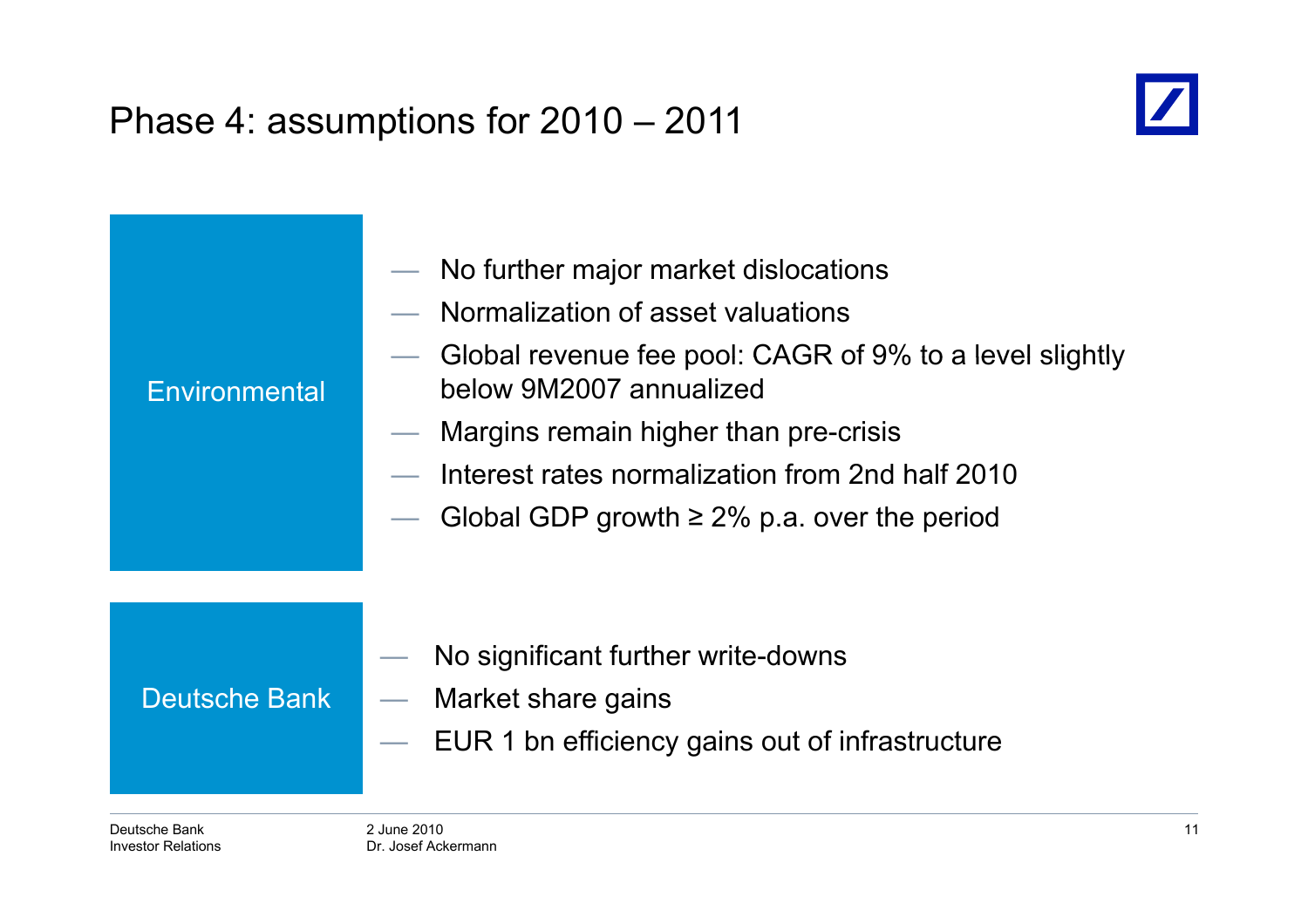# Phase 4: assumptions for 2010 – 2011

**Environmental**

- No further major market dislocations
- Normalization of asset valuations
- Global revenue fee pool: CAGR of 9% to a level slightly below 9M2007 annualized
- Margins remain higher than pre-crisis
- Interest rates normalization from 2nd half 2010
- Global GDP growth ≥ 2% p.a. over the period

**Deutsche Bank**

- No significant further write-downs
- Market share gains
- EUR 1 bn efficiency gains out of infrastructure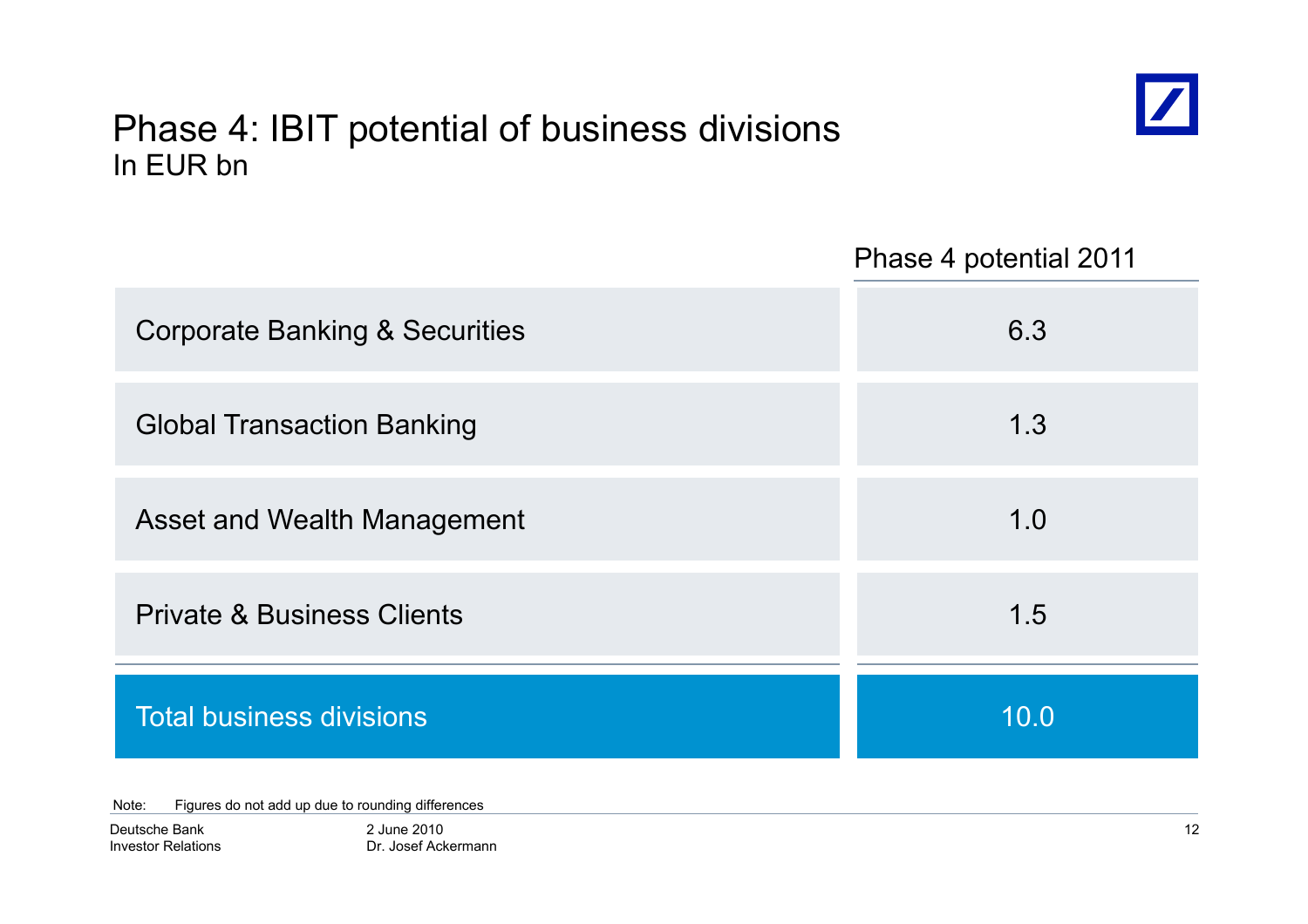# Phase 4: IBIT potential of business divisions

In EUR bn

| | Phase 4 potential 2011 |
|---|---|
| Corporate Banking & Securities | 6.3 |
| Global Transaction Banking | 1.3 |
| Asset and Wealth Management | 1.0 |
| Private & Business Clients | 1.5 |
| **Total business divisions** | **10.0** |

Note: Figures do not add up due to rounding differences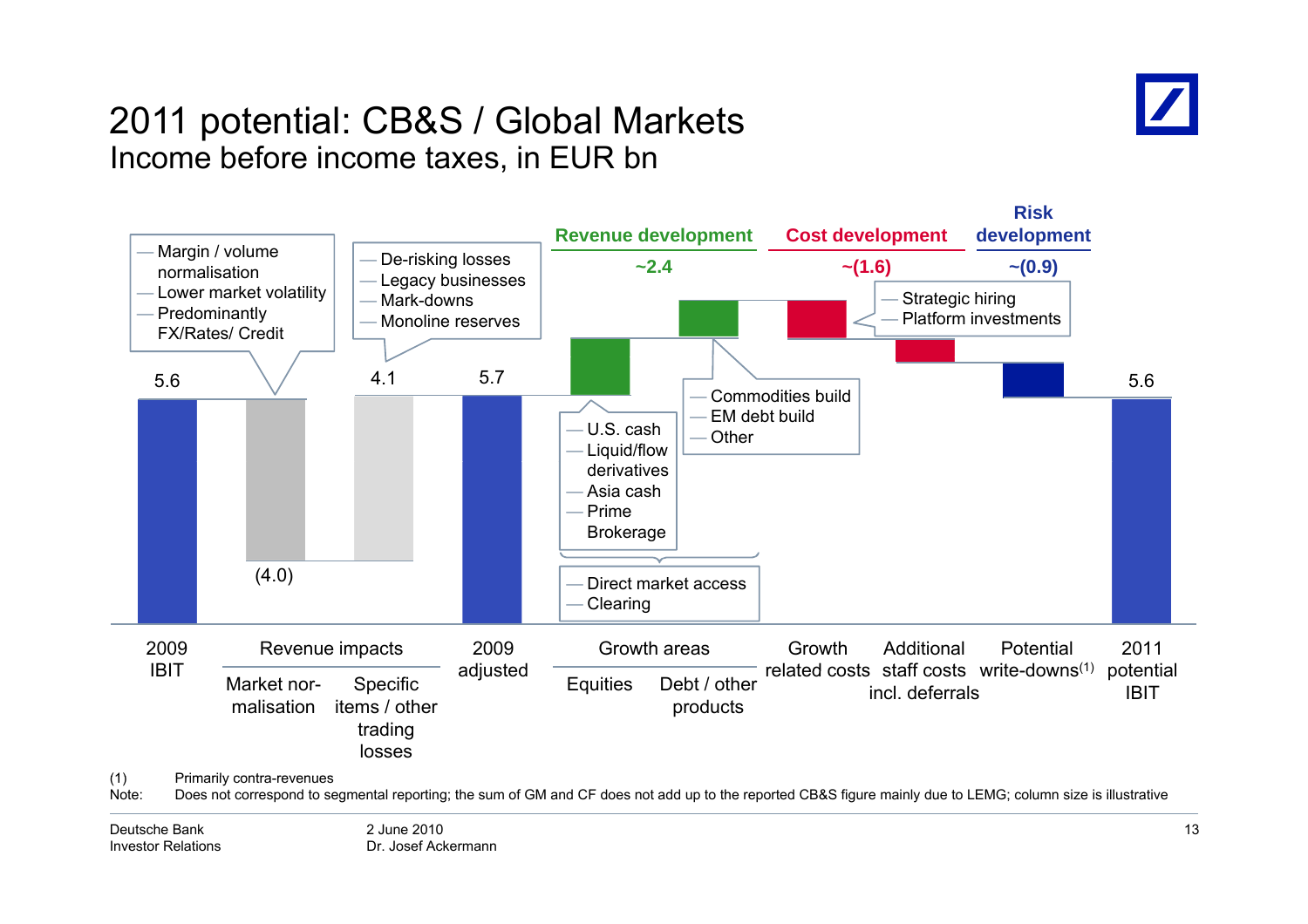# 2011 potential: CB&S / Global Markets

## Income before income taxes, in EUR bn

| | 2009 IBIT | Revenue impacts: Market normalisation | Revenue impacts: Specific items / other trading losses | 2009 adjusted | Growth areas: Equities | Growth areas: Debt / other products | Growth related costs | Additional staff costs incl. deferrals | Potential write-downs[1] | 2011 potential IBIT |
|---|---|---|---|---|---|---|---|---|---|---|
| Value | 5.6 | (4.0) | 4.1 | 5.7 | | | | | | 5.6 |

**Revenue development:** ~2.4

**Cost development:** ~(1.6)

**Risk development:** ~(0.9)

Market normalisation:
- Margin / volume normalisation
- Lower market volatility
- Predominantly FX/Rates/ Credit

Specific items / other trading losses:
- De-risking losses
- Legacy businesses
- Mark-downs
- Monoline reserves

Equities:
- U.S. cash
- Liquid/flow derivatives
- Asia cash
- Prime Brokerage

Debt / other products:
- Commodities build
- EM debt build
- Other

Growth areas (Equities and Debt / other products):
- Direct market access
- Clearing

Growth related costs:
- Strategic hiring
- Platform investments

(1) Primarily contra-revenues

Note: Does not correspond to segmental reporting; the sum of GM and CF does not add up to the reported CB&S figure mainly due to LEMG; column size is illustrative

Deutsche Bank
Investor Relations

2 June 2010
Dr. Josef Ackermann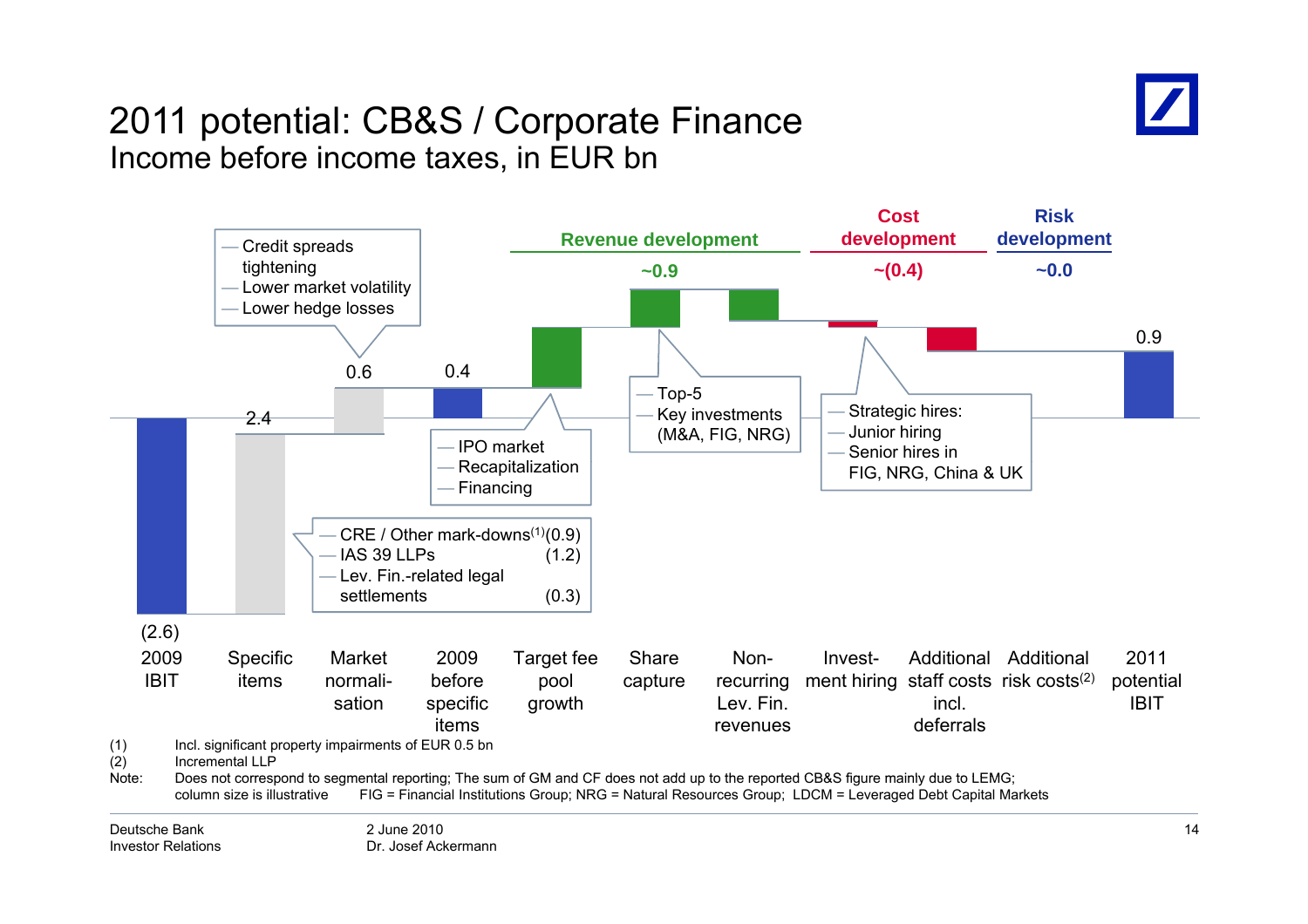# 2011 potential: CB&S / Corporate Finance

## Income before income taxes, in EUR bn

| | 2009 IBIT | Specific items | Market normali-sation | 2009 before specific items | Target fee pool growth | Share capture | Non-recurring Lev. Fin. revenues | Invest-ment hiring | Additional staff costs incl. deferrals | Additional risk costs[2] | 2011 potential IBIT |
|---|---|---|---|---|---|---|---|---|---|---|---|
| Value | (2.6) | 2.4 | 0.6 | 0.4 | | | | | | | 0.9 |

**Revenue development:** ~0.9

**Cost development:** ~(0.4)

**Risk development:** ~0.0

Specific items:
- CRE / Other mark-downs[1] (0.9)
- IAS 39 LLPs (1.2)
- Lev. Fin.-related legal settlements (0.3)

Market normalisation:
- Credit spreads tightening
- Lower market volatility
- Lower hedge losses

Target fee pool growth:
- IPO market
- Recapitalization
- Financing

Share capture:
- Top-5
- Key investments (M&A, FIG, NRG)

Investment hiring:
- Strategic hires:
- Junior hiring
- Senior hires in FIG, NRG, China & UK

(1) Incl. significant property impairments of EUR 0.5 bn
(2) Incremental LLP

Note: Does not correspond to segmental reporting; The sum of GM and CF does not add up to the reported CB&S figure mainly due to LEMG; column size is illustrative FIG = Financial Institutions Group; NRG = Natural Resources Group; LDCM = Leveraged Debt Capital Markets

Deutsche Bank Investor Relations — 2 June 2010 — Dr. Josef Ackermann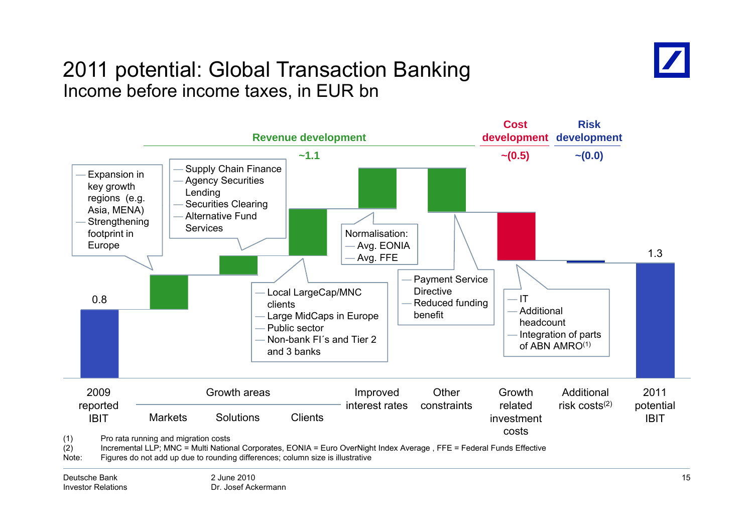# 2011 potential: Global Transaction Banking

## Income before income taxes, in EUR bn

**Revenue development** ~1.1

**Cost development** ~(0.5)

**Risk development** ~(0.0)

| 2009 reported IBIT | Growth areas: Markets | Growth areas: Solutions | Growth areas: Clients | Improved interest rates | Other constraints | Growth related investment costs | Additional risk costs(2) | 2011 potential IBIT |
|---|---|---|---|---|---|---|---|---|
| 0.8 | | | | | | | | 1.3 |

- Markets:
  - Expansion in key growth regions (e.g. Asia, MENA)
  - Strengthening footprint in Europe
- Solutions:
  - Supply Chain Finance
  - Agency Securities Lending
  - Securities Clearing
  - Alternative Fund Services
- Clients:
  - Local LargeCap/MNC clients
  - Large MidCaps in Europe
  - Public sector
  - Non-bank FI´s and Tier 2 and 3 banks
- Improved interest rates — Normalisation:
  - Avg. EONIA
  - Avg. FFE
- Other constraints:
  - Payment Service Directive
  - Reduced funding benefit
- Growth related investment costs:
  - IT
  - Additional headcount
  - Integration of parts of ABN AMRO(1)

(1) Pro rata running and migration costs
(2) Incremental LLP; MNC = Multi National Corporates, EONIA = Euro OverNight Index Average , FFE = Federal Funds Effective
Note: Figures do not add up due to rounding differences; column size is illustrative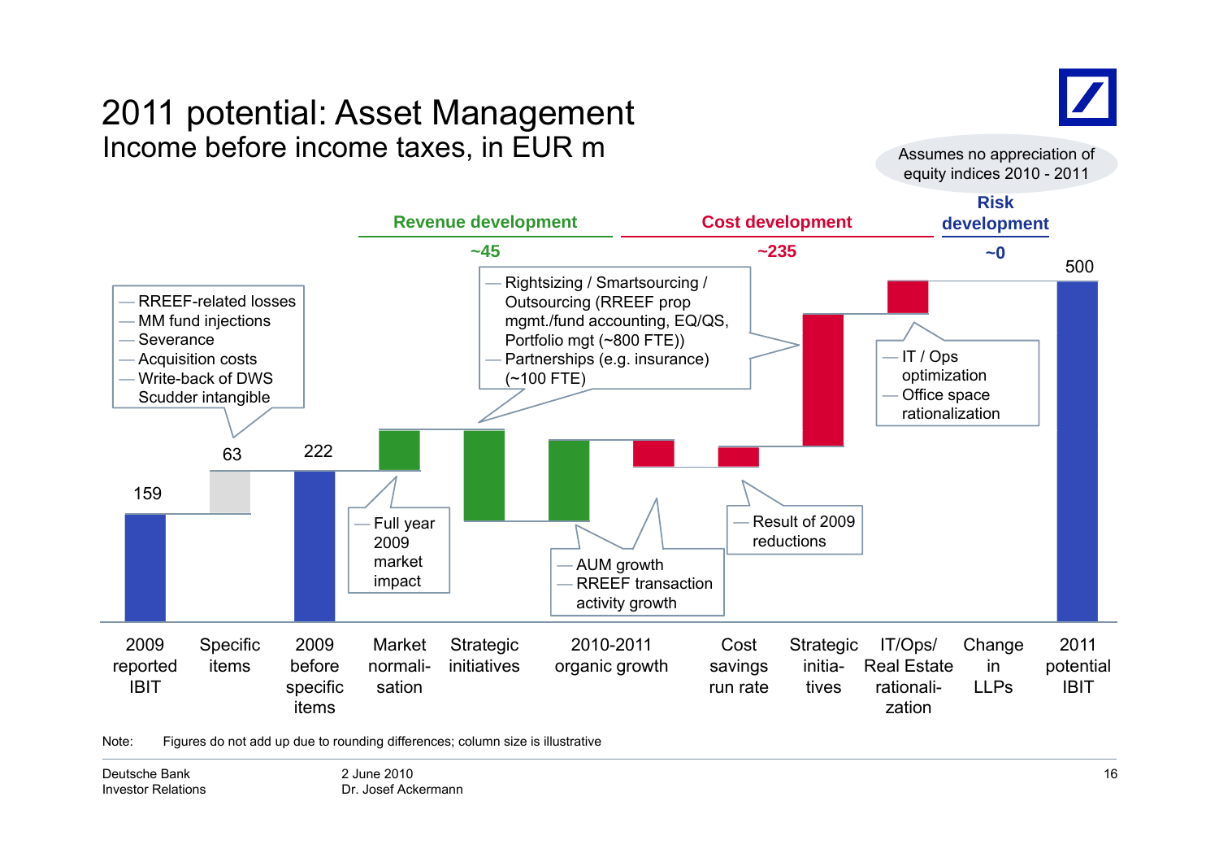# 2011 potential: Asset Management

## Income before income taxes, in EUR m

Assumes no appreciation of equity indices 2010 - 2011

| | 2009 reported IBIT | Specific items | 2009 before specific items | Market normali-sation | Strategic initiatives | 2010-2011 organic growth | Cost savings run rate | Strategic initia-tives | IT/Ops/ Real Estate rationali-zation | Change in LLPs | 2011 potential IBIT |
|---|---|---|---|---|---|---|---|---|---|---|---|
| Value | 159 | 63 | 222 | | | | | | | | 500 |
| Group | | | | Revenue development ~45 | | | Cost development ~235 | | | Risk development ~0 | |

Specific items:
- RREEF-related losses
- MM fund injections
- Severance
- Acquisition costs
- Write-back of DWS Scudder intangible

Market normalisation:
- Full year 2009 market impact

Strategic initiatives (revenue):
- Rightsizing / Smartsourcing / Outsourcing (RREEF prop mgmt./fund accounting, EQ/QS, Portfolio mgt (~800 FTE))
- Partnerships (e.g. insurance) (~100 FTE)

2010-2011 organic growth:
- AUM growth
- RREEF transaction activity growth

Cost savings run rate:
- Result of 2009 reductions

IT/Ops/Real Estate rationalization:
- IT / Ops optimization
- Office space rationalization

Note: Figures do not add up due to rounding differences; column size is illustrative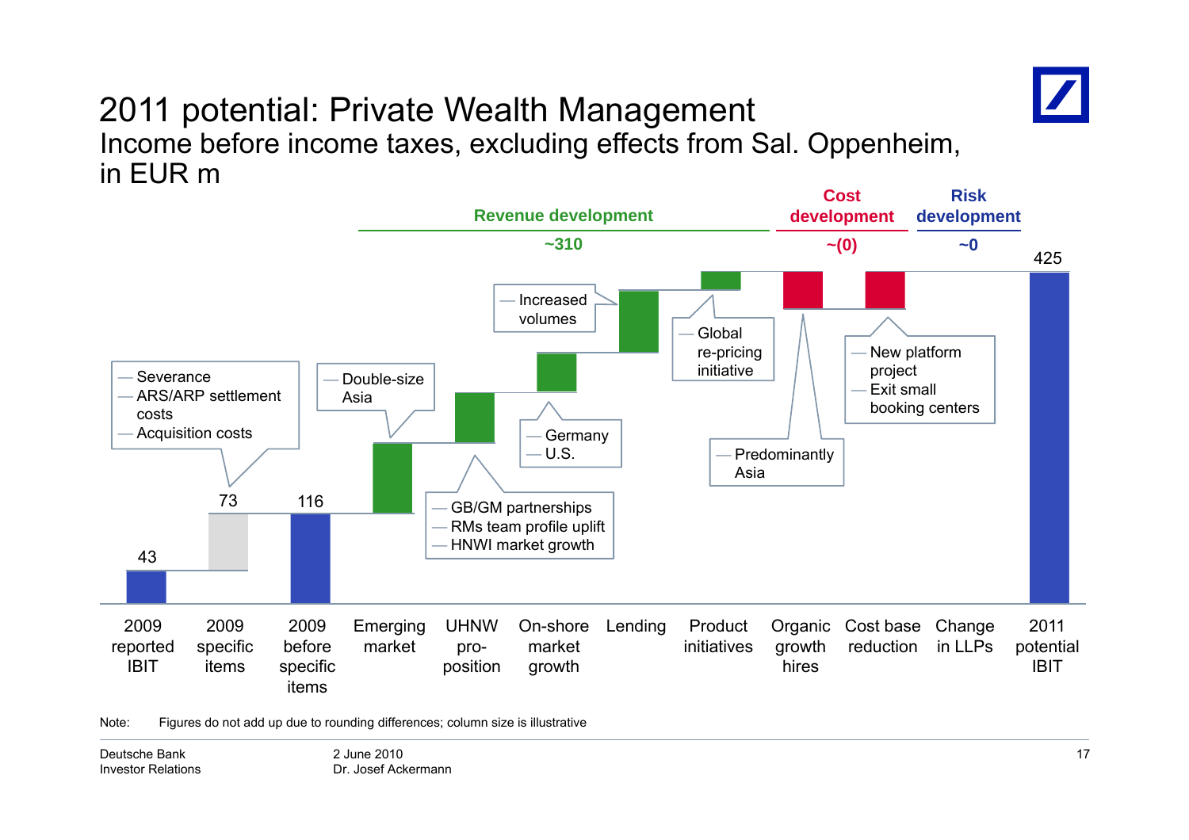# 2011 potential: Private Wealth Management

## Income before income taxes, excluding effects from Sal. Oppenheim, in EUR m

**Revenue development** ~310 | **Cost development** ~(0) | **Risk development** ~0

| Item | Value | Comments |
|---|---|---|
| 2009 reported IBIT | 43 | |
| 2009 specific items | 73 | — Severance<br>— ARS/ARP settlement costs<br>— Acquisition costs |
| 2009 before specific items | 116 | |
| Emerging market | | — Double-size Asia |
| UHNW pro-position | | — GB/GM partnerships<br>— RMs team profile uplift<br>— HNWI market growth |
| On-shore market growth | | — Germany<br>— U.S. |
| Lending | | — Increased volumes |
| Product initiatives | | — Global re-pricing initiative |
| Organic growth hires | | — Predominantly Asia |
| Cost base reduction | | — New platform project<br>— Exit small booking centers |
| Change in LLPs | | |
| 2011 potential IBIT | 425 | |

Note: Figures do not add up due to rounding differences; column size is illustrative

Deutsche Bank
Investor Relations

2 June 2010
Dr. Josef Ackermann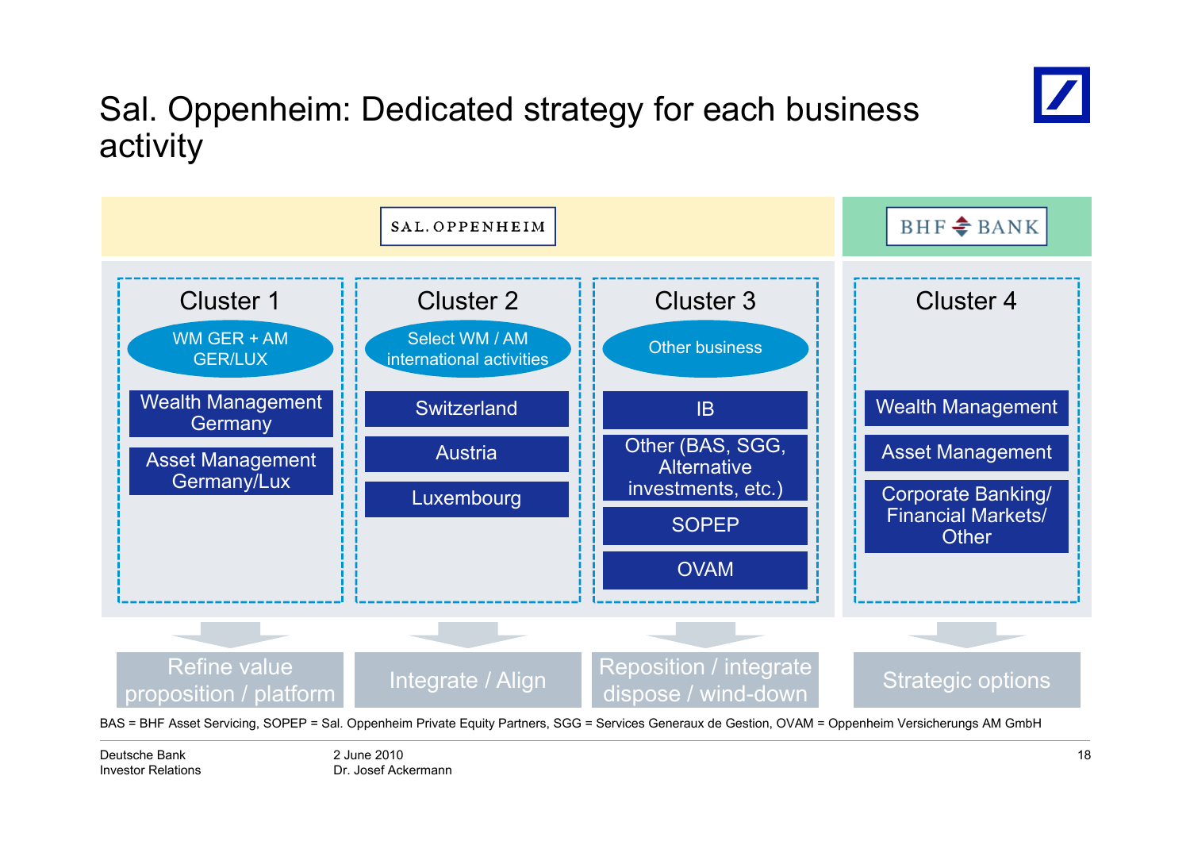# Sal. Oppenheim: Dedicated strategy for each business activity

| SAL. OPPENHEIM | | | BHF BANK |
|---|---|---|---|
| **Cluster 1** | **Cluster 2** | **Cluster 3** | **Cluster 4** |
| WM GER + AM GER/LUX | Select WM / AM international activities | Other business | |
| Wealth Management Germany | Switzerland | IB | Wealth Management |
| Asset Management Germany/Lux | Austria | Other (BAS, SGG, Alternative investments, etc.) | Asset Management |
| | Luxembourg | SOPEP | Corporate Banking/ Financial Markets/ Other |
| | | OVAM | |
| Refine value proposition / platform | Integrate / Align | Reposition / integrate dispose / wind-down | Strategic options |

BAS = BHF Asset Servicing, SOPEP = Sal. Oppenheim Private Equity Partners, SGG = Services Generaux de Gestion, OVAM = Oppenheim Versicherungs AM GmbH

Deutsche Bank
Investor Relations

2 June 2010
Dr. Josef Ackermann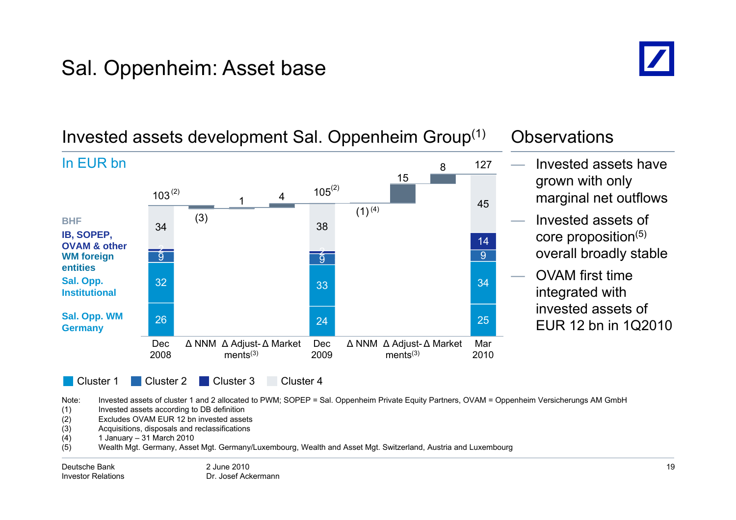# Sal. Oppenheim: Asset base

## Invested assets development Sal. Oppenheim Group[(1)]

In EUR bn

| | Dec 2008 | Δ NNM | Δ Adjust-ments[(3)] | Δ Market | Dec 2009 | Δ NNM | Δ Adjust-ments[(3)] | Δ Market | Mar 2010 |
|---|---|---|---|---|---|---|---|---|---|
| Total | 103[(2)] | (3) | 1 | 4 | 105[(2)] | (1)[(4)] | 15 | 8 | 127 |
| BHF | 34 | | | | 38 | | | | 45 |
| IB, SOPEP, OVAM & other | 2 | | | | 2 | | | | 14 |
| WM foreign entities | 9 | | | | 9 | | | | 9 |
| Sal. Opp. Institutional | 32 | | | | 33 | | | | 34 |
| Sal. Opp. WM Germany | 26 | | | | 24 | | | | 25 |

Cluster 1 | Cluster 2 | Cluster 3 | Cluster 4

## Observations

- Invested assets have grown with only marginal net outflows
- Invested assets of core proposition[(5)] overall broadly stable
- OVAM first time integrated with invested assets of EUR 12 bn in 1Q2010

Note: Invested assets of cluster 1 and 2 allocated to PWM; SOPEP = Sal. Oppenheim Private Equity Partners, OVAM = Oppenheim Versicherungs AM GmbH

(1) Invested assets according to DB definition
(2) Excludes OVAM EUR 12 bn invested assets
(3) Acquisitions, disposals and reclassifications
(4) 1 January – 31 March 2010
(5) Wealth Mgt. Germany, Asset Mgt. Germany/Luxembourg, Wealth and Asset Mgt. Switzerland, Austria and Luxembourg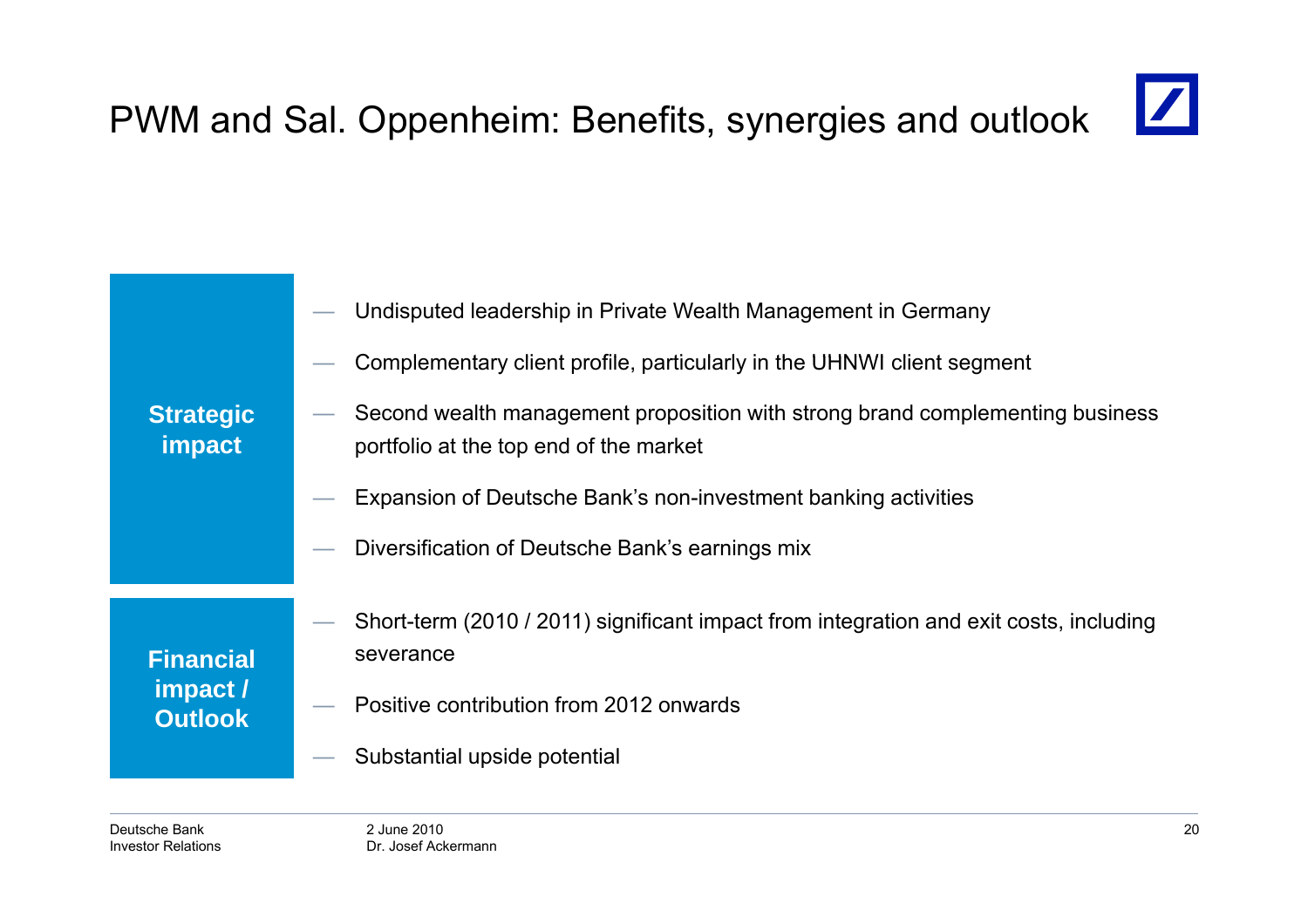# PWM and Sal. Oppenheim: Benefits, synergies and outlook

**Strategic impact**

- Undisputed leadership in Private Wealth Management in Germany
- Complementary client profile, particularly in the UHNWI client segment
- Second wealth management proposition with strong brand complementing business portfolio at the top end of the market
- Expansion of Deutsche Bank's non-investment banking activities
- Diversification of Deutsche Bank's earnings mix

**Financial impact / Outlook**

- Short-term (2010 / 2011) significant impact from integration and exit costs, including severance
- Positive contribution from 2012 onwards
- Substantial upside potential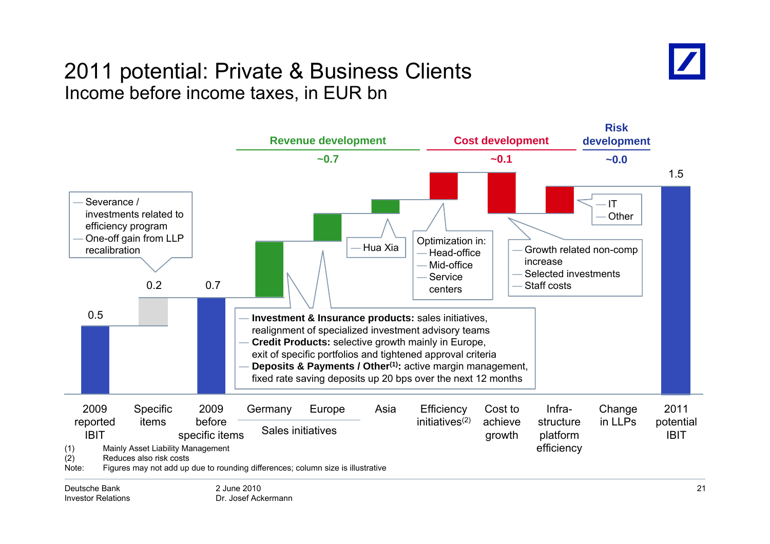# 2011 potential: Private & Business Clients

## Income before income taxes, in EUR bn

**Revenue development** ~0.7 | **Cost development** ~0.1 | **Risk development** ~0.0

| Item | Value |
|---|---|
| 2009 reported IBIT | 0.5 |
| Specific items | 0.2 |
| 2009 before specific items | 0.7 |
| Germany (Sales initiatives) | |
| Europe (Sales initiatives) | |
| Asia | |
| Efficiency initiatives[(2)] | |
| Cost to achieve growth | |
| Infra-structure platform efficiency | |
| Change in LLPs | |
| 2011 potential IBIT | 1.5 |

Specific items:
- Severance / investments related to efficiency program
- One-off gain from LLP recalibration

Sales initiatives (Germany, Europe):
- **Investment & Insurance products:** sales initiatives, realignment of specialized investment advisory teams
- **Credit Products:** selective growth mainly in Europe, exit of specific portfolios and tightened approval criteria
- **Deposits & Payments / Other[(1)]:** active margin management, fixed rate saving deposits up 20 bps over the next 12 months

Asia:
- Hua Xia

Efficiency initiatives – Optimization in:
- Head-office
- Mid-office
- Service centers

Cost to achieve growth:
- Growth related non-comp increase
- Selected investments
- Staff costs

Infrastructure platform efficiency:
- IT
- Other

(1) Mainly Asset Liability Management
(2) Reduces also risk costs
Note: Figures may not add up due to rounding differences; column size is illustrative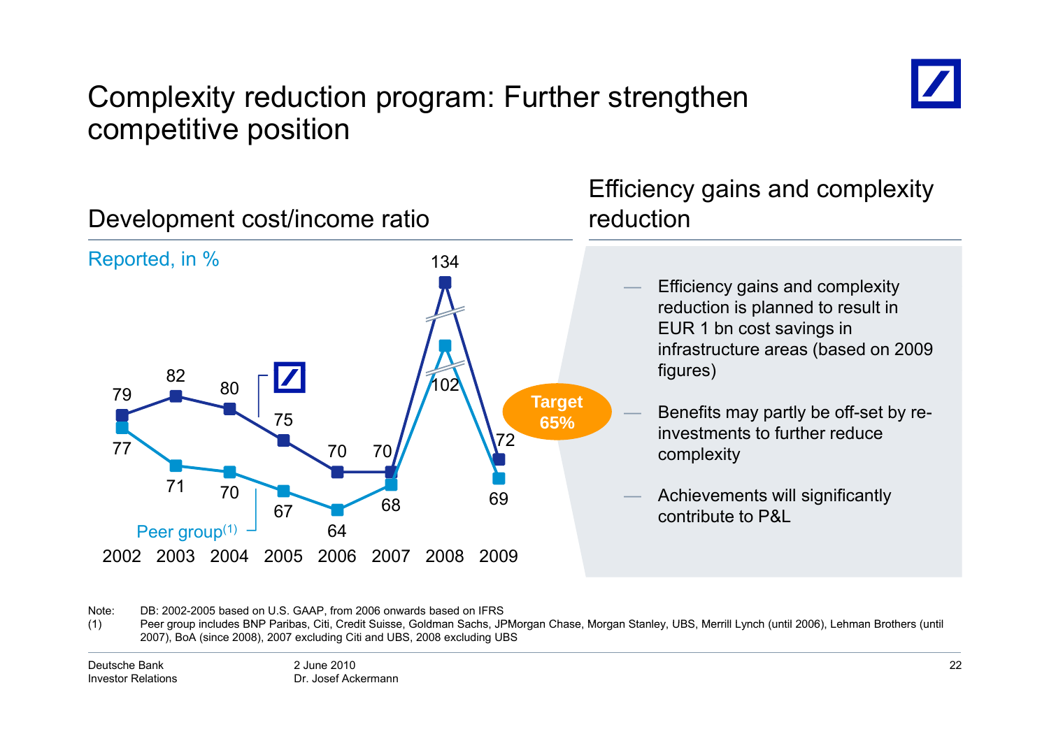# Complexity reduction program: Further strengthen competitive position

## Development cost/income ratio

Reported, in %

| | 2002 | 2003 | 2004 | 2005 | 2006 | 2007 | 2008 | 2009 |
|---|---|---|---|---|---|---|---|---|
| Deutsche Bank | 79 | 82 | 80 | 75 | 70 | 70 | 134 | 72 |
| Peer group(1) | 77 | 71 | 70 | 67 | 64 | 68 | 102 | 69 |

Target 65%

## Efficiency gains and complexity reduction

- Efficiency gains and complexity reduction is planned to result in EUR 1 bn cost savings in infrastructure areas (based on 2009 figures)
- Benefits may partly be off-set by re-investments to further reduce complexity
- Achievements will significantly contribute to P&L

Note: DB: 2002-2005 based on U.S. GAAP, from 2006 onwards based on IFRS

(1) Peer group includes BNP Paribas, Citi, Credit Suisse, Goldman Sachs, JPMorgan Chase, Morgan Stanley, UBS, Merrill Lynch (until 2006), Lehman Brothers (until 2007), BoA (since 2008), 2007 excluding Citi and UBS, 2008 excluding UBS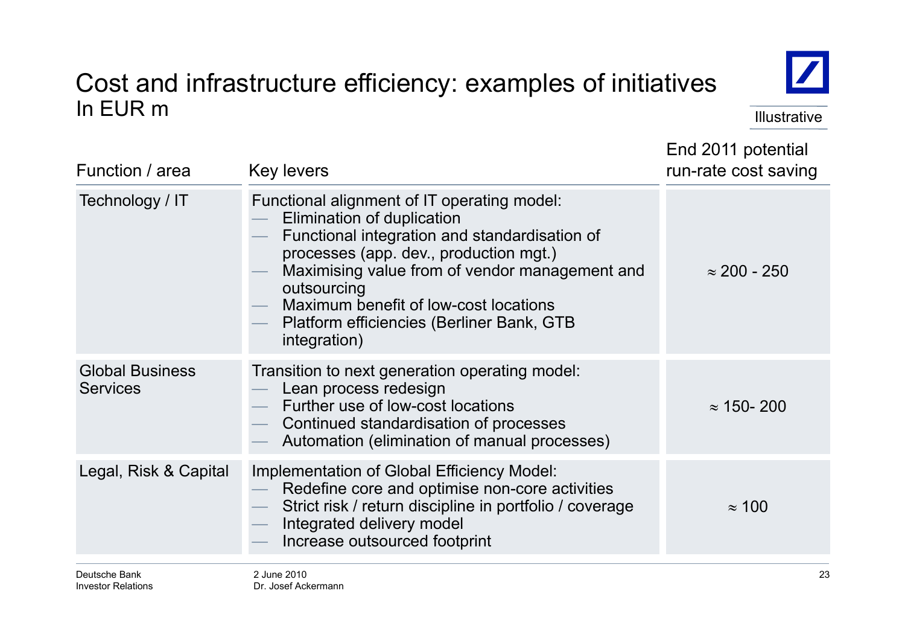# Cost and infrastructure efficiency: examples of initiatives

In EUR m

Illustrative

| Function / area | Key levers | End 2011 potential run-rate cost saving |
|---|---|---|
| Technology / IT | Functional alignment of IT operating model:<br>— Elimination of duplication<br>— Functional integration and standardisation of processes (app. dev., production mgt.)<br>— Maximising value from of vendor management and outsourcing<br>— Maximum benefit of low-cost locations<br>— Platform efficiencies (Berliner Bank, GTB integration) | ≈ 200 - 250 |
| Global Business Services | Transition to next generation operating model:<br>— Lean process redesign<br>— Further use of low-cost locations<br>— Continued standardisation of processes<br>— Automation (elimination of manual processes) | ≈ 150- 200 |
| Legal, Risk & Capital | Implementation of Global Efficiency Model:<br>— Redefine core and optimise non-core activities<br>— Strict risk / return discipline in portfolio / coverage<br>— Integrated delivery model<br>— Increase outsourced footprint | ≈ 100 |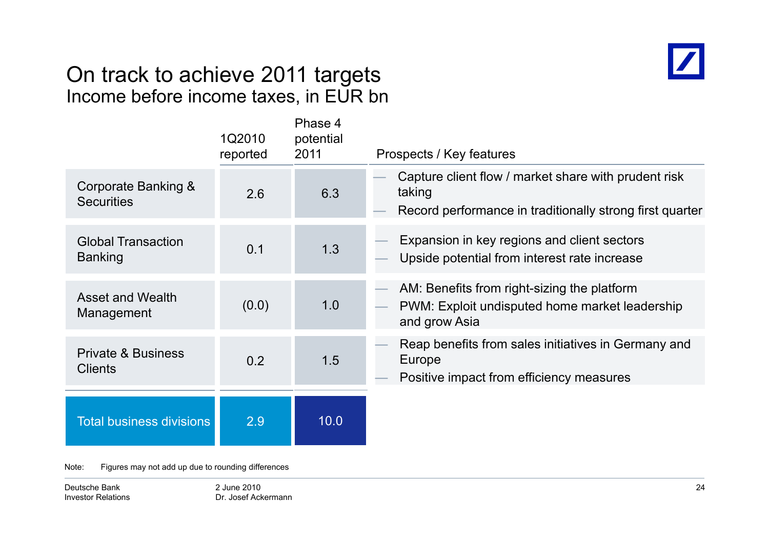# On track to achieve 2011 targets

## Income before income taxes, in EUR bn

| | 1Q2010 reported | Phase 4 potential 2011 | Prospects / Key features |
|---|---|---|---|
| Corporate Banking & Securities | 2.6 | 6.3 | — Capture client flow / market share with prudent risk taking<br>— Record performance in traditionally strong first quarter |
| Global Transaction Banking | 0.1 | 1.3 | — Expansion in key regions and client sectors<br>— Upside potential from interest rate increase |
| Asset and Wealth Management | (0.0) | 1.0 | — AM: Benefits from right-sizing the platform<br>— PWM: Exploit undisputed home market leadership and grow Asia |
| Private & Business Clients | 0.2 | 1.5 | — Reap benefits from sales initiatives in Germany and Europe<br>— Positive impact from efficiency measures |
| **Total business divisions** | **2.9** | **10.0** | |

Note: Figures may not add up due to rounding differences

Deutsche Bank Investor Relations

2 June 2010
Dr. Josef Ackermann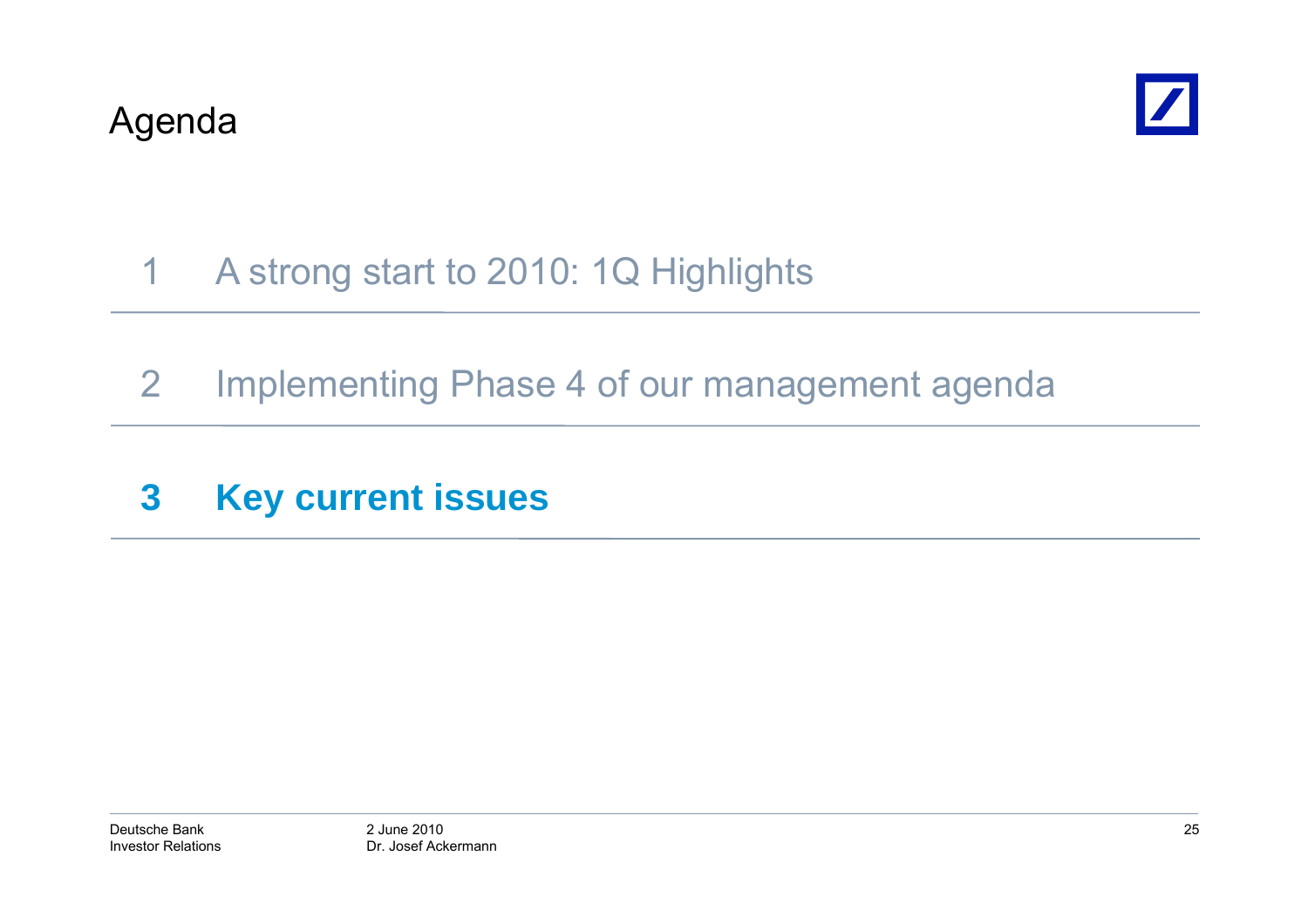# Agenda

1 A strong start to 2010: 1Q Highlights

2 Implementing Phase 4 of our management agenda

**3 Key current issues**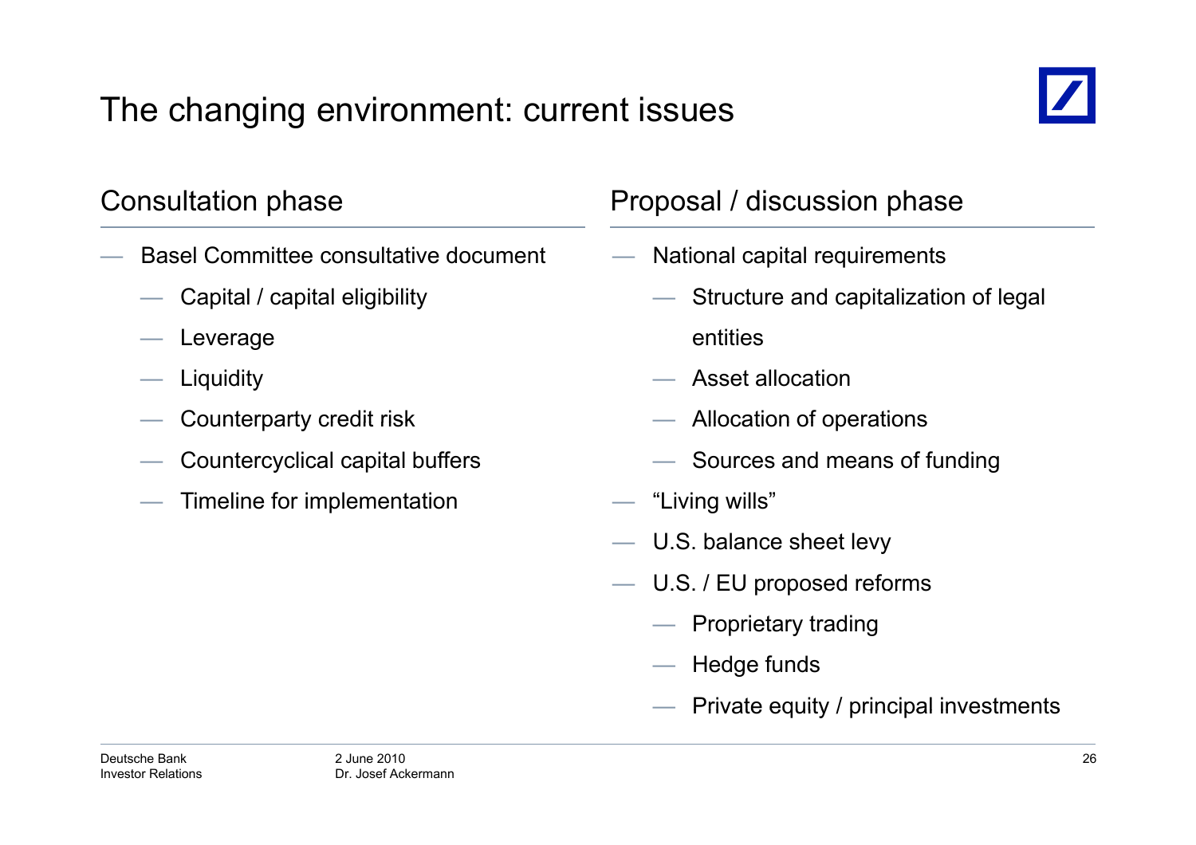# The changing environment: current issues

## Consultation phase

- Basel Committee consultative document
  - Capital / capital eligibility
  - Leverage
  - Liquidity
  - Counterparty credit risk
  - Countercyclical capital buffers
  - Timeline for implementation

## Proposal / discussion phase

- National capital requirements
  - Structure and capitalization of legal entities
  - Asset allocation
  - Allocation of operations
  - Sources and means of funding
- "Living wills"
- U.S. balance sheet levy
- U.S. / EU proposed reforms
  - Proprietary trading
  - Hedge funds
  - Private equity / principal investments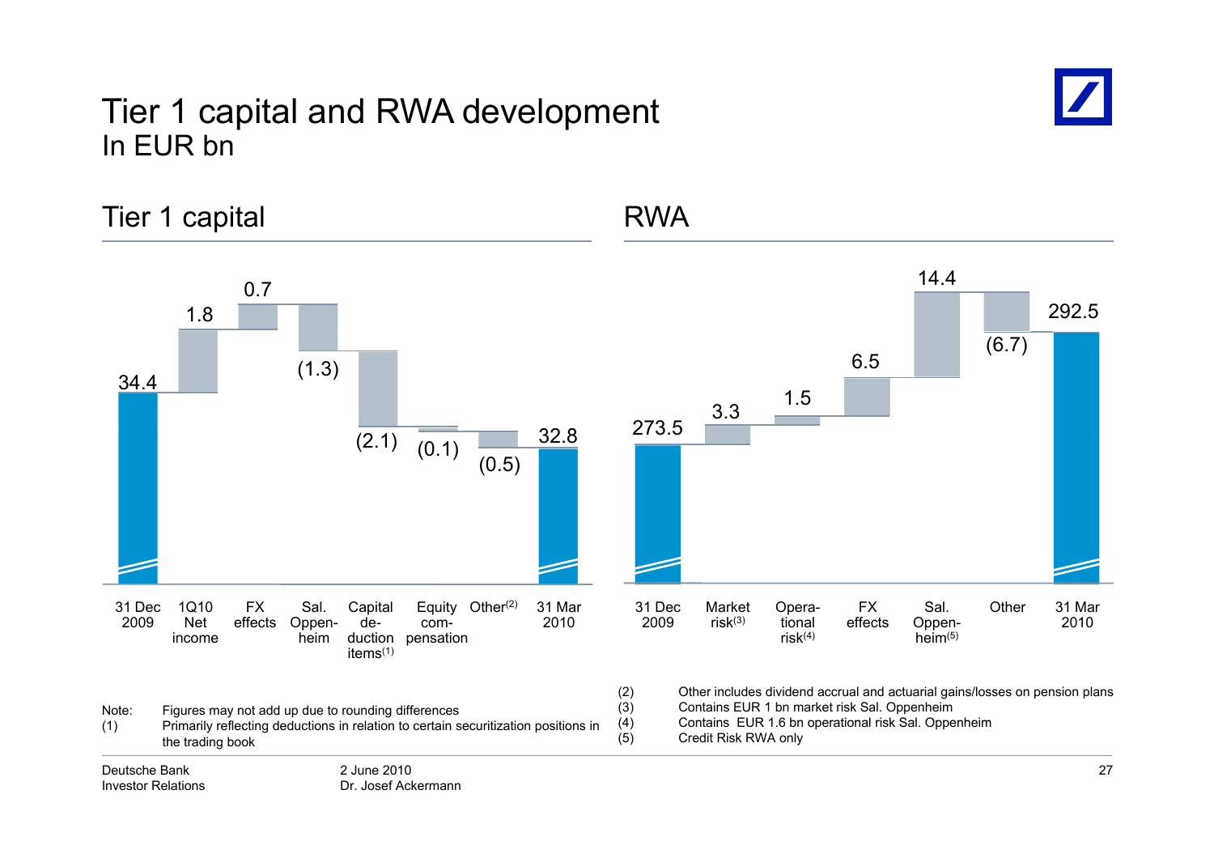# Tier 1 capital and RWA development

In EUR bn

## Tier 1 capital

| 31 Dec 2009 | 1Q10 Net income | FX effects | Sal. Oppenheim | Capital deduction items[1] | Equity compensation | Other[2] | 31 Mar 2010 |
|---|---|---|---|---|---|---|---|
| 34.4 | 1.8 | 0.7 | (1.3) | (2.1) | (0.1) | (0.5) | 32.8 |

## RWA

| 31 Dec 2009 | Market risk[3] | Operational risk[4] | FX effects | Sal. Oppenheim[5] | Other | 31 Mar 2010 |
|---|---|---|---|---|---|---|
| 273.5 | 3.3 | 1.5 | 6.5 | 14.4 | (6.7) | 292.5 |

Note: Figures may not add up due to rounding differences

(1) Primarily reflecting deductions in relation to certain securitization positions in the trading book

(2) Other includes dividend accrual and actuarial gains/losses on pension plans

(3) Contains EUR 1 bn market risk Sal. Oppenheim

(4) Contains EUR 1.6 bn operational risk Sal. Oppenheim

(5) Credit Risk RWA only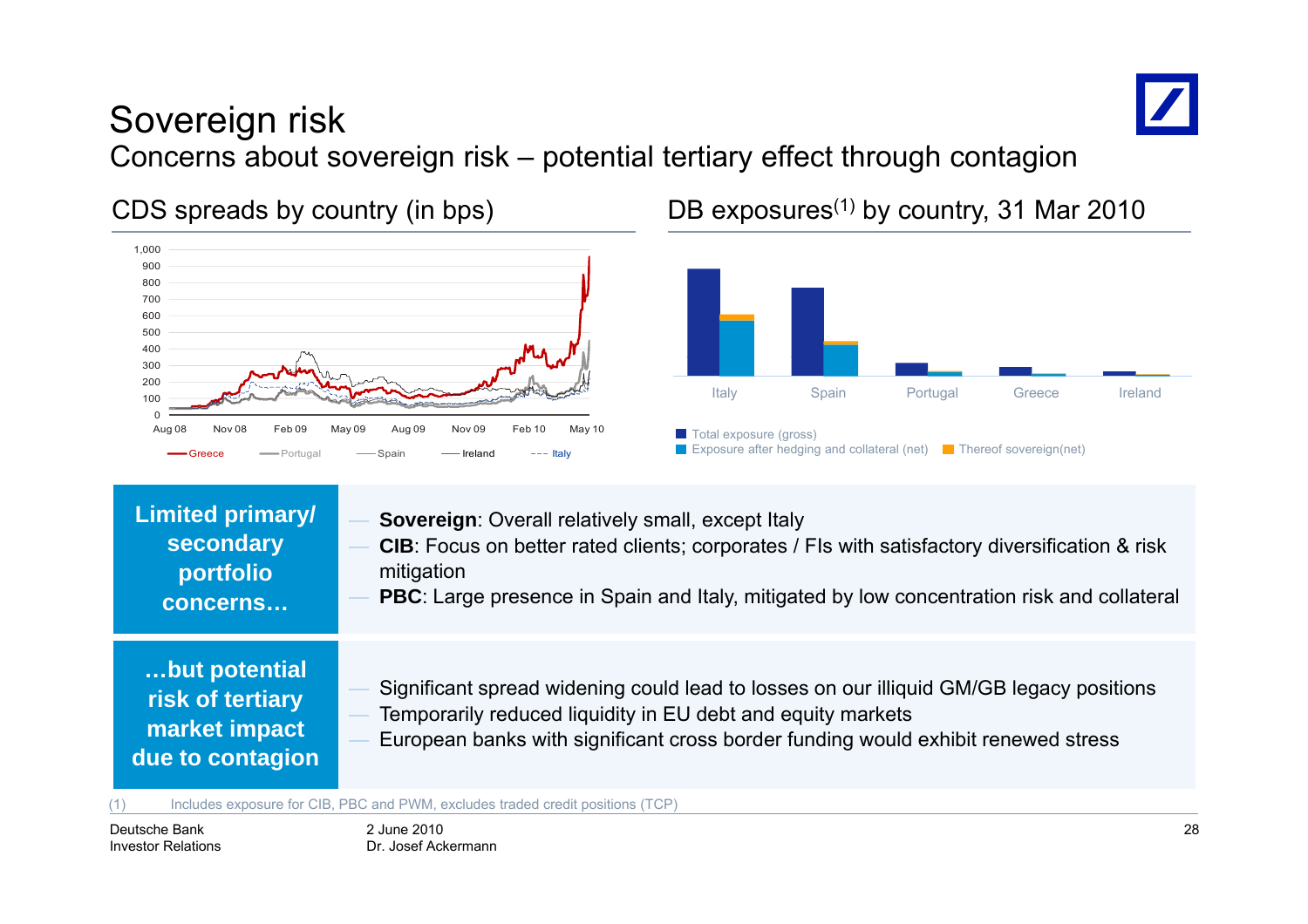# Sovereign risk

## Concerns about sovereign risk – potential tertiary effect through contagion

### CDS spreads by country (in bps)

1,000
900
800
700
600
500
400
300
200
100
0

Aug 08 | Nov 08 | Feb 09 | May 09 | Aug 09 | Nov 09 | Feb 10 | May 10

Greece | Portugal | Spain | Ireland | Italy

### DB exposures[(1)] by country, 31 Mar 2010

Italy | Spain | Portugal | Greece | Ireland

- Total exposure (gross)
- Exposure after hedging and collateral (net)
- Thereof sovereign(net)

**Limited primary/ secondary portfolio concerns…**

- **Sovereign**: Overall relatively small, except Italy
- **CIB**: Focus on better rated clients; corporates / FIs with satisfactory diversification & risk mitigation
- **PBC**: Large presence in Spain and Italy, mitigated by low concentration risk and collateral

**…but potential risk of tertiary market impact due to contagion**

- Significant spread widening could lead to losses on our illiquid GM/GB legacy positions
- Temporarily reduced liquidity in EU debt and equity markets
- European banks with significant cross border funding would exhibit renewed stress

(1) Includes exposure for CIB, PBC and PWM, excludes traded credit positions (TCP)

Deutsche Bank
Investor Relations

2 June 2010
Dr. Josef Ackermann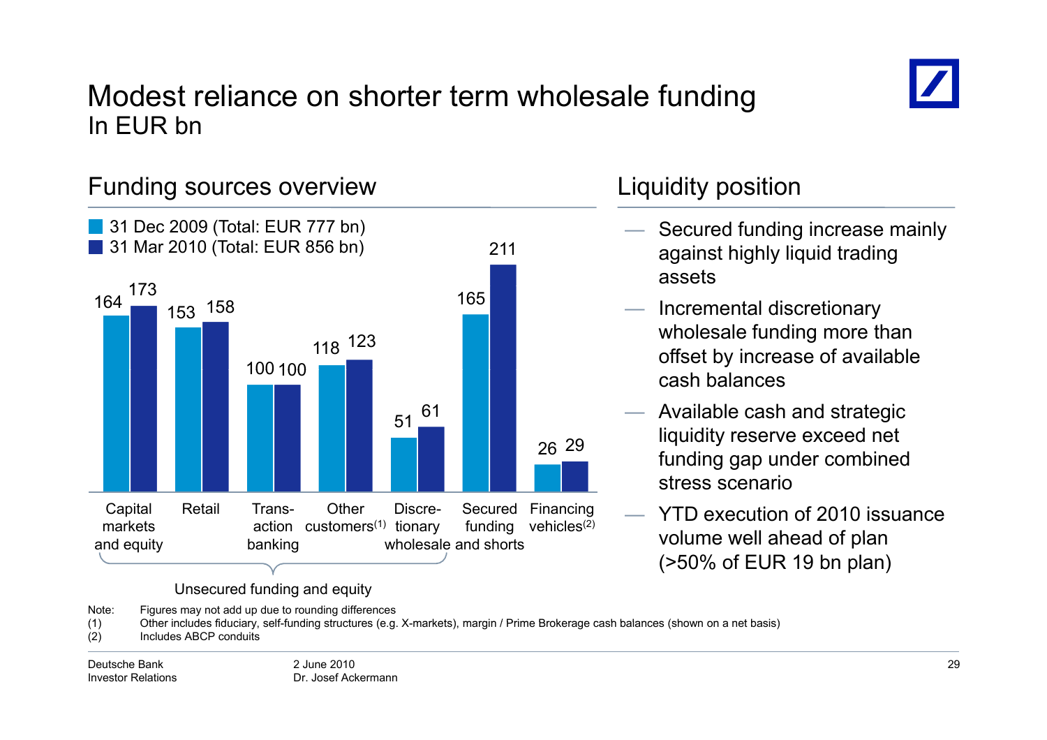# Modest reliance on shorter term wholesale funding

In EUR bn

## Funding sources overview

| | 31 Dec 2009 (Total: EUR 777 bn) | 31 Mar 2010 (Total: EUR 856 bn) |
|---|---|---|
| Capital markets and equity | 164 | 173 |
| Retail | 153 | 158 |
| Transaction banking | 100 | 100 |
| Other customers[1] | 118 | 123 |
| Discretionary wholesale | 51 | 61 |
| Secured funding and shorts | 165 | 211 |
| Financing vehicles[2] | 26 | 29 |

Unsecured funding and equity: Capital markets and equity, Retail, Transaction banking, Other customers[1], Discretionary wholesale

## Liquidity position

- Secured funding increase mainly against highly liquid trading assets
- Incremental discretionary wholesale funding more than offset by increase of available cash balances
- Available cash and strategic liquidity reserve exceed net funding gap under combined stress scenario
- YTD execution of 2010 issuance volume well ahead of plan (>50% of EUR 19 bn plan)

Note: Figures may not add up due to rounding differences

(1) Other includes fiduciary, self-funding structures (e.g. X-markets), margin / Prime Brokerage cash balances (shown on a net basis)

(2) Includes ABCP conduits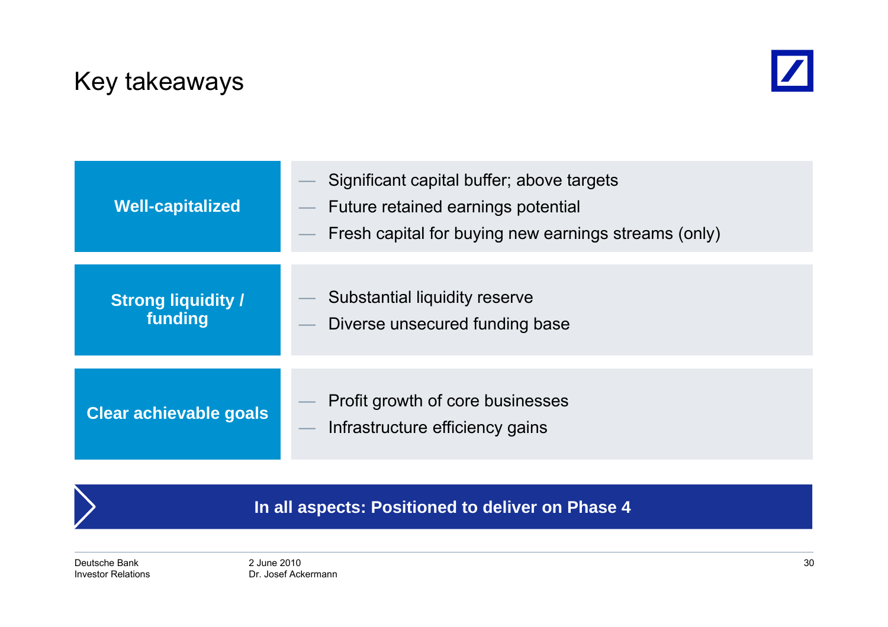# Key takeaways

| | |
|---|---|
| **Well-capitalized** | — Significant capital buffer; above targets<br>— Future retained earnings potential<br>— Fresh capital for buying new earnings streams (only) |
| **Strong liquidity / funding** | — Substantial liquidity reserve<br>— Diverse unsecured funding base |
| **Clear achievable goals** | — Profit growth of core businesses<br>— Infrastructure efficiency gains |

**In all aspects: Positioned to deliver on Phase 4**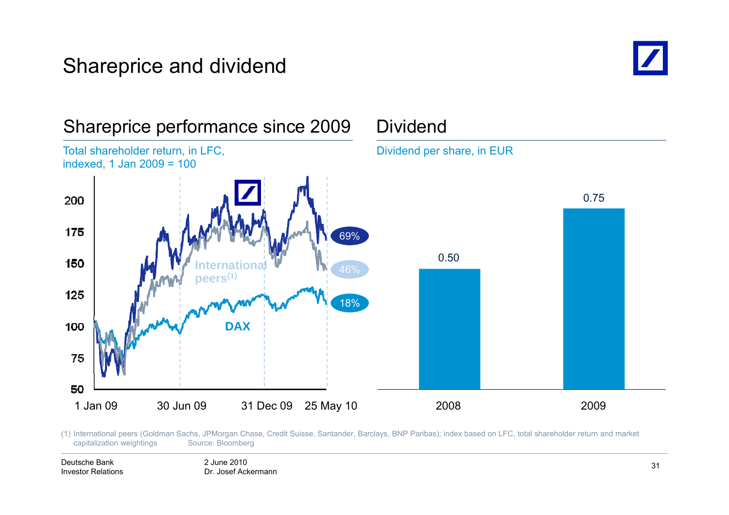# Shareprice and dividend

## Shareprice performance since 2009

Total shareholder return, in LFC, indexed, 1 Jan 2009 = 100

| | Performance |
|---|---|
| Deutsche Bank | 69% |
| International peers[(1)] | 46% |
| DAX | 18% |

## Dividend

Dividend per share, in EUR

| Year | Dividend per share |
|---|---|
| 2008 | 0.50 |
| 2009 | 0.75 |

(1) International peers (Goldman Sachs, JPMorgan Chase, Credit Suisse, Santander, Barclays, BNP Paribas); index based on LFC, total shareholder return and market capitalization weightings    Source: Bloomberg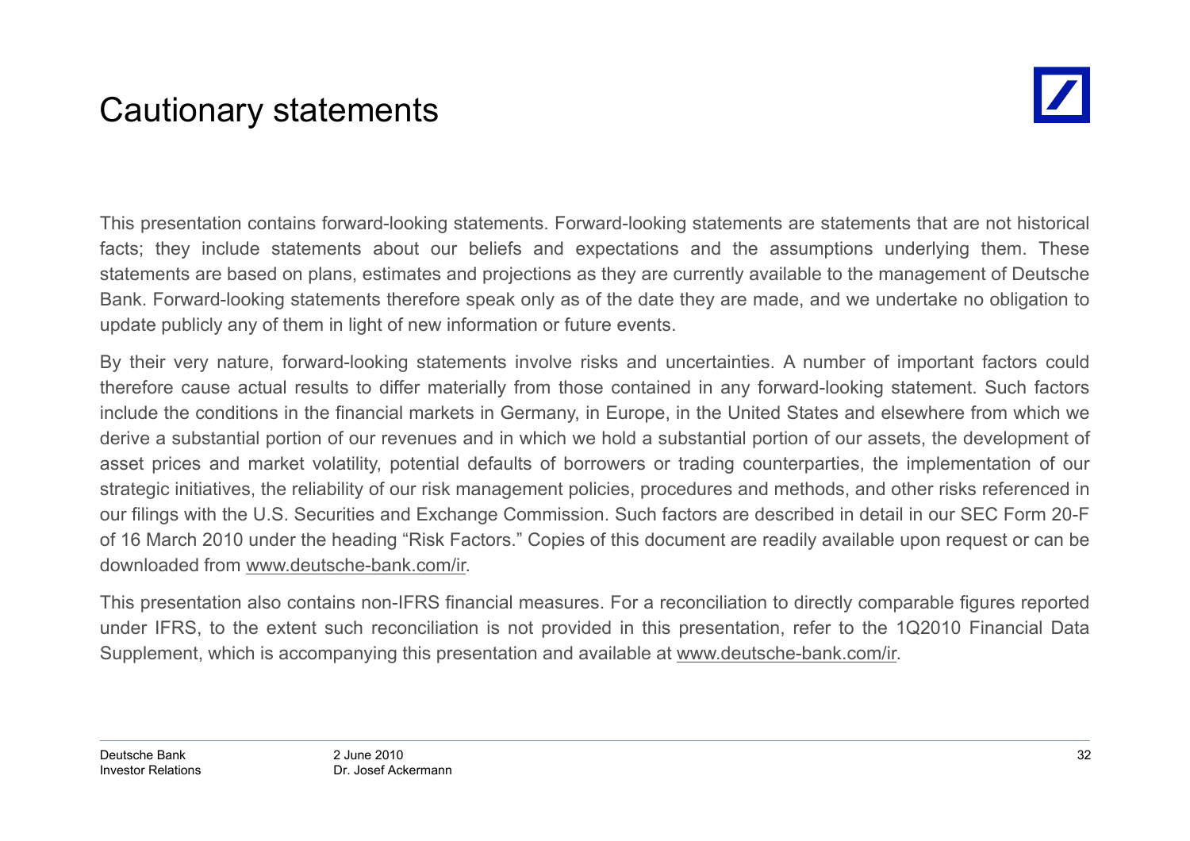# Cautionary statements

This presentation contains forward-looking statements. Forward-looking statements are statements that are not historical facts; they include statements about our beliefs and expectations and the assumptions underlying them. These statements are based on plans, estimates and projections as they are currently available to the management of Deutsche Bank. Forward-looking statements therefore speak only as of the date they are made, and we undertake no obligation to update publicly any of them in light of new information or future events.

By their very nature, forward-looking statements involve risks and uncertainties. A number of important factors could therefore cause actual results to differ materially from those contained in any forward-looking statement. Such factors include the conditions in the financial markets in Germany, in Europe, in the United States and elsewhere from which we derive a substantial portion of our revenues and in which we hold a substantial portion of our assets, the development of asset prices and market volatility, potential defaults of borrowers or trading counterparties, the implementation of our strategic initiatives, the reliability of our risk management policies, procedures and methods, and other risks referenced in our filings with the U.S. Securities and Exchange Commission. Such factors are described in detail in our SEC Form 20-F of 16 March 2010 under the heading "Risk Factors." Copies of this document are readily available upon request or can be downloaded from www.deutsche-bank.com/ir.

This presentation also contains non-IFRS financial measures. For a reconciliation to directly comparable figures reported under IFRS, to the extent such reconciliation is not provided in this presentation, refer to the 1Q2010 Financial Data Supplement, which is accompanying this presentation and available at www.deutsche-bank.com/ir.